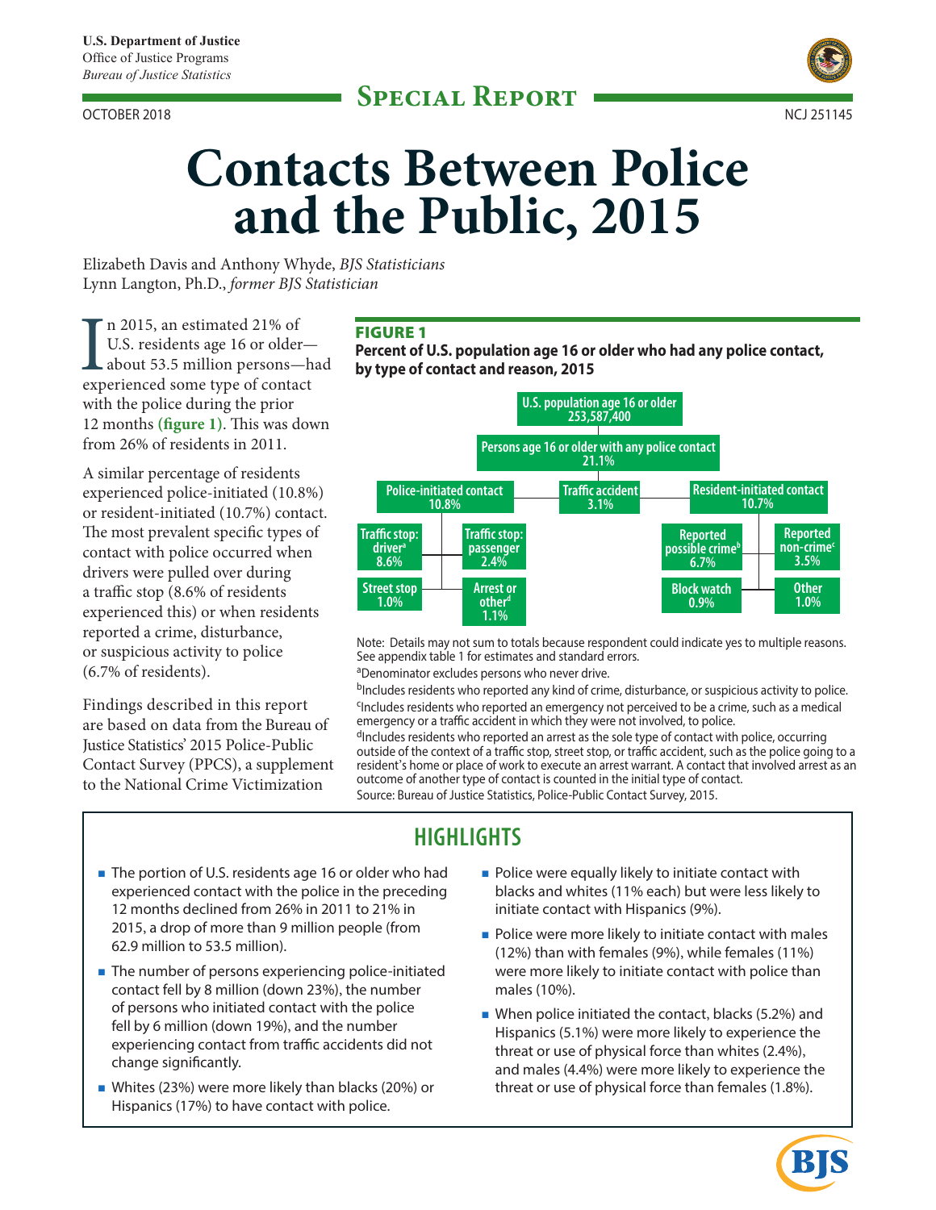U.S. Department of Justice
Office of Justice Programs
*Bureau of Justice Statistics*

**Special Report**

OCTOBER 2018

NCJ 251145

# Contacts Between Police and the Public, 2015

Elizabeth Davis and Anthony Whyde, *BJS Statisticians*
Lynn Langton, Ph.D., *former BJS Statistician*

In 2015, an estimated 21% of U.S. residents age 16 or older—about 53.5 million persons—had experienced some type of contact with the police during the prior 12 months **(figure 1)**. This was down from 26% of residents in 2011.

A similar percentage of residents experienced police-initiated (10.8%) or resident-initiated (10.7%) contact. The most prevalent specific types of contact with police occurred when drivers were pulled over during a traffic stop (8.6% of residents experienced this) or when residents reported a crime, disturbance, or suspicious activity to police (6.7% of residents).

Findings described in this report are based on data from the Bureau of Justice Statistics' 2015 Police-Public Contact Survey (PPCS), a supplement to the National Crime Victimization

**FIGURE 1**

**Percent of U.S. population age 16 or older who had any police contact, by type of contact and reason, 2015**

- **U.S. population age 16 or older: 253,587,400**
  - **Persons age 16 or older with any police contact: 21.1%**
    - **Police-initiated contact: 10.8%**
      - Traffic stop: driver[a]: 8.6%
      - Traffic stop: passenger: 2.4%
      - Street stop: 1.0%
      - Arrest or other[d]: 1.1%
    - **Traffic accident: 3.1%**
    - **Resident-initiated contact: 10.7%**
      - Reported possible crime[b]: 6.7%
      - Reported non-crime[c]: 3.5%
      - Block watch: 0.9%
      - Other: 1.0%

Note: Details may not sum to totals because respondent could indicate yes to multiple reasons. See appendix table 1 for estimates and standard errors.

[a]Denominator excludes persons who never drive.

[b]Includes residents who reported any kind of crime, disturbance, or suspicious activity to police.

[c]Includes residents who reported an emergency not perceived to be a crime, such as a medical emergency or a traffic accident in which they were not involved, to police.

[d]Includes residents who reported an arrest as the sole type of contact with police, occurring outside of the context of a traffic stop, street stop, or traffic accident, such as the police going to a resident's home or place of work to execute an arrest warrant. A contact that involved arrest as an outcome of another type of contact is counted in the initial type of contact.

Source: Bureau of Justice Statistics, Police-Public Contact Survey, 2015.

## HIGHLIGHTS

- The portion of U.S. residents age 16 or older who had experienced contact with the police in the preceding 12 months declined from 26% in 2011 to 21% in 2015, a drop of more than 9 million people (from 62.9 million to 53.5 million).
- The number of persons experiencing police-initiated contact fell by 8 million (down 23%), the number of persons who initiated contact with the police fell by 6 million (down 19%), and the number experiencing contact from traffic accidents did not change significantly.
- Whites (23%) were more likely than blacks (20%) or Hispanics (17%) to have contact with police.
- Police were equally likely to initiate contact with blacks and whites (11% each) but were less likely to initiate contact with Hispanics (9%).
- Police were more likely to initiate contact with males (12%) than with females (9%), while females (11%) were more likely to initiate contact with police than males (10%).
- When police initiated the contact, blacks (5.2%) and Hispanics (5.1%) were more likely to experience the threat or use of physical force than whites (2.4%), and males (4.4%) were more likely to experience the threat or use of physical force than females (1.8%).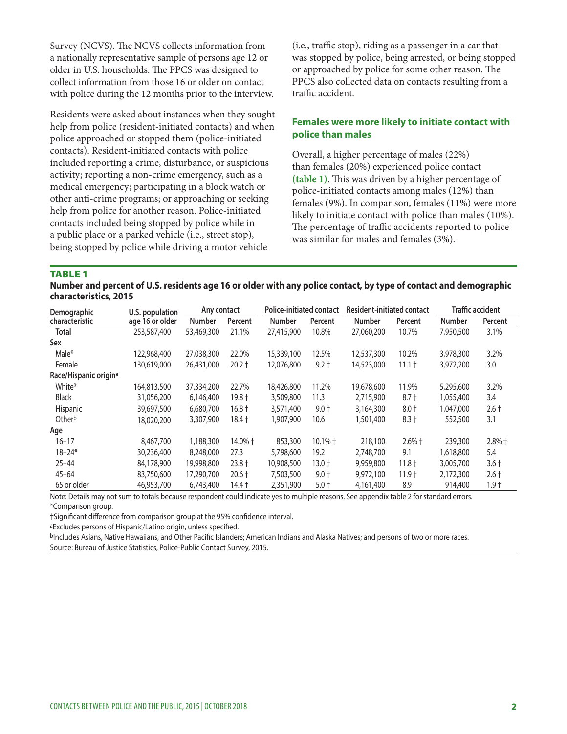Survey (NCVS). The NCVS collects information from a nationally representative sample of persons age 12 or older in U.S. households. The PPCS was designed to collect information from those 16 or older on contact with police during the 12 months prior to the interview.

Residents were asked about instances when they sought help from police (resident-initiated contacts) and when police approached or stopped them (police-initiated contacts). Resident-initiated contacts with police included reporting a crime, disturbance, or suspicious activity; reporting a non-crime emergency, such as a medical emergency; participating in a block watch or other anti-crime programs; or approaching or seeking help from police for another reason. Police-initiated contacts included being stopped by police while in a public place or a parked vehicle (i.e., street stop), being stopped by police while driving a motor vehicle (i.e., traffic stop), riding as a passenger in a car that was stopped by police, being arrested, or being stopped or approached by police for some other reason. The PPCS also collected data on contacts resulting from a traffic accident.

### Females were more likely to initiate contact with police than males

Overall, a higher percentage of males (22%) than females (20%) experienced police contact **(table 1)**. This was driven by a higher percentage of police-initiated contacts among males (12%) than females (9%). In comparison, females (11%) were more likely to initiate contact with police than males (10%). The percentage of traffic accidents reported to police was similar for males and females (3%).

**TABLE 1**

**Number and percent of U.S. residents age 16 or older with any police contact, by type of contact and demographic characteristics, 2015**

| Demographic characteristic | U.S. population age 16 or older | Any contact | | Police-initiated contact | | Resident-initiated contact | | Traffic accident | |
|---|---|---|---|---|---|---|---|---|---|
| | | Number | Percent | Number | Percent | Number | Percent | Number | Percent |
| **Total** | 253,587,400 | 53,469,300 | 21.1% | 27,415,900 | 10.8% | 27,060,200 | 10.7% | 7,950,500 | 3.1% |
| **Sex** | | | | | | | | | |
| Male* | 122,968,400 | 27,038,300 | 22.0% | 15,339,100 | 12.5% | 12,537,300 | 10.2% | 3,978,300 | 3.2% |
| Female | 130,619,000 | 26,431,000 | 20.2 † | 12,076,800 | 9.2 † | 14,523,000 | 11.1 † | 3,972,200 | 3.0 |
| **Race/Hispanic origin[a]** | | | | | | | | | |
| White* | 164,813,500 | 37,334,200 | 22.7% | 18,426,800 | 11.2% | 19,678,600 | 11.9% | 5,295,600 | 3.2% |
| Black | 31,056,200 | 6,146,400 | 19.8 † | 3,509,800 | 11.3 | 2,715,900 | 8.7 † | 1,055,400 | 3.4 |
| Hispanic | 39,697,500 | 6,680,700 | 16.8 † | 3,571,400 | 9.0 † | 3,164,300 | 8.0 † | 1,047,000 | 2.6 † |
| Other[b] | 18,020,200 | 3,307,900 | 18.4 † | 1,907,900 | 10.6 | 1,501,400 | 8.3 † | 552,500 | 3.1 |
| **Age** | | | | | | | | | |
| 16–17 | 8,467,700 | 1,188,300 | 14.0% † | 853,300 | 10.1% † | 218,100 | 2.6% † | 239,300 | 2.8% † |
| 18–24* | 30,236,400 | 8,248,000 | 27.3 | 5,798,600 | 19.2 | 2,748,700 | 9.1 | 1,618,800 | 5.4 |
| 25–44 | 84,178,900 | 19,998,800 | 23.8 † | 10,908,500 | 13.0 † | 9,959,800 | 11.8 † | 3,005,700 | 3.6 † |
| 45–64 | 83,750,600 | 17,290,700 | 20.6 † | 7,503,500 | 9.0 † | 9,972,100 | 11.9 † | 2,172,300 | 2.6 † |
| 65 or older | 46,953,700 | 6,743,400 | 14.4 † | 2,351,900 | 5.0 † | 4,161,400 | 8.9 | 914,400 | 1.9 † |

Note: Details may not sum to totals because respondent could indicate yes to multiple reasons. See appendix table 2 for standard errors.

*Comparison group.

†Significant difference from comparison group at the 95% confidence interval.

[a]Excludes persons of Hispanic/Latino origin, unless specified.

[b]Includes Asians, Native Hawaiians, and Other Pacific Islanders; American Indians and Alaska Natives; and persons of two or more races.

Source: Bureau of Justice Statistics, Police-Public Contact Survey, 2015.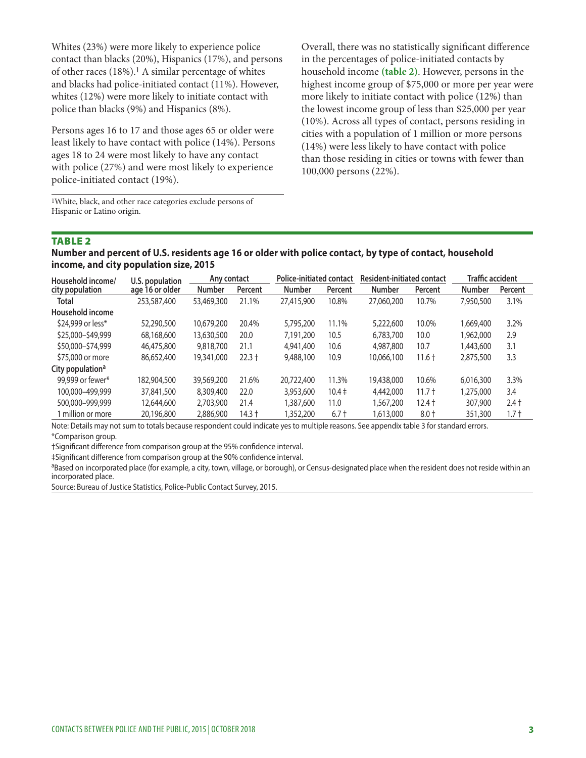Whites (23%) were more likely to experience police contact than blacks (20%), Hispanics (17%), and persons of other races (18%).[1] A similar percentage of whites and blacks had police-initiated contact (11%). However, whites (12%) were more likely to initiate contact with police than blacks (9%) and Hispanics (8%).

Persons ages 16 to 17 and those ages 65 or older were least likely to have contact with police (14%). Persons ages 18 to 24 were most likely to have any contact with police (27%) and were most likely to experience police-initiated contact (19%).

[1]White, black, and other race categories exclude persons of Hispanic or Latino origin.

Overall, there was no statistically significant difference in the percentages of police-initiated contacts by household income **(table 2)**. However, persons in the highest income group of $75,000 or more per year were more likely to initiate contact with police (12%) than the lowest income group of less than $25,000 per year (10%). Across all types of contact, persons residing in cities with a population of 1 million or more persons (14%) were less likely to have contact with police than those residing in cities or towns with fewer than 100,000 persons (22%).

## TABLE 2

**Number and percent of U.S. residents age 16 or older with police contact, by type of contact, household income, and city population size, 2015**

| Household income/ city population | U.S. population age 16 or older | Any contact | | Police-initiated contact | | Resident-initiated contact | | Traffic accident | |
|---|---|---|---|---|---|---|---|---|---|
| | | Number | Percent | Number | Percent | Number | Percent | Number | Percent |
| **Total** | 253,587,400 | 53,469,300 | 21.1% | 27,415,900 | 10.8% | 27,060,200 | 10.7% | 7,950,500 | 3.1% |
| **Household income** | | | | | | | | | |
| $24,999 or less* | 52,290,500 | 10,679,200 | 20.4% | 5,795,200 | 11.1% | 5,222,600 | 10.0% | 1,669,400 | 3.2% |
| $25,000–$49,999 | 68,168,600 | 13,630,500 | 20.0 | 7,191,200 | 10.5 | 6,783,700 | 10.0 | 1,962,000 | 2.9 |
| $50,000–$74,999 | 46,475,800 | 9,818,700 | 21.1 | 4,941,400 | 10.6 | 4,987,800 | 10.7 | 1,443,600 | 3.1 |
| $75,000 or more | 86,652,400 | 19,341,000 | 22.3 † | 9,488,100 | 10.9 | 10,066,100 | 11.6 † | 2,875,500 | 3.3 |
| **City population[a]** | | | | | | | | | |
| 99,999 or fewer* | 182,904,500 | 39,569,200 | 21.6% | 20,722,400 | 11.3% | 19,438,000 | 10.6% | 6,016,300 | 3.3% |
| 100,000–499,999 | 37,841,500 | 8,309,400 | 22.0 | 3,953,600 | 10.4 ‡ | 4,442,000 | 11.7 † | 1,275,000 | 3.4 |
| 500,000–999,999 | 12,644,600 | 2,703,900 | 21.4 | 1,387,600 | 11.0 | 1,567,200 | 12.4 † | 307,900 | 2.4 † |
| 1 million or more | 20,196,800 | 2,886,900 | 14.3 † | 1,352,200 | 6.7 † | 1,613,000 | 8.0 † | 351,300 | 1.7 † |

Note: Details may not sum to totals because respondent could indicate yes to multiple reasons. See appendix table 3 for standard errors.
*Comparison group.
†Significant difference from comparison group at the 95% confidence interval.
‡Significant difference from comparison group at the 90% confidence interval.
[a]Based on incorporated place (for example, a city, town, village, or borough), or Census-designated place when the resident does not reside within an incorporated place.
Source: Bureau of Justice Statistics, Police-Public Contact Survey, 2015.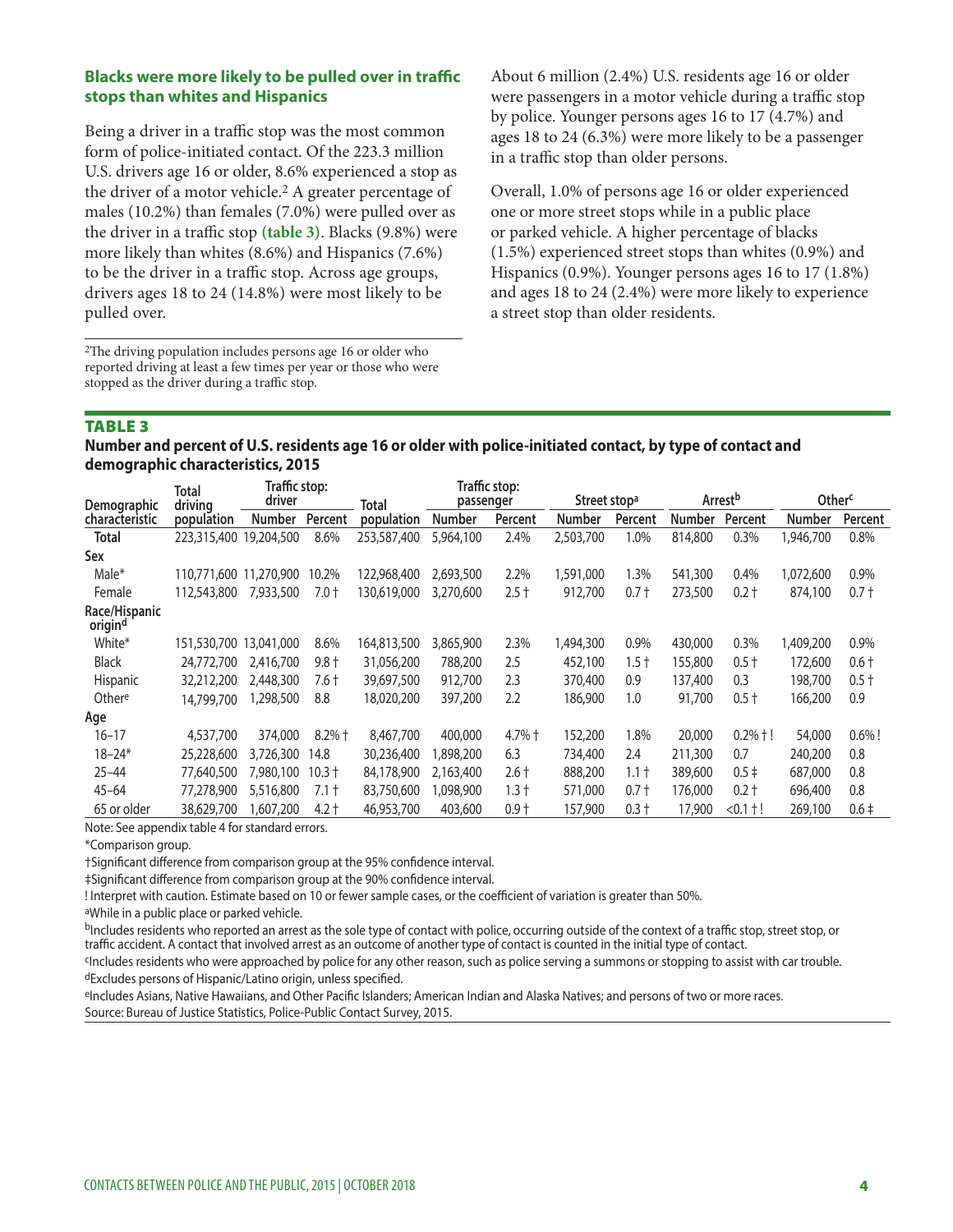### Blacks were more likely to be pulled over in traffic stops than whites and Hispanics

Being a driver in a traffic stop was the most common form of police-initiated contact. Of the 223.3 million U.S. drivers age 16 or older, 8.6% experienced a stop as the driver of a motor vehicle.[2] A greater percentage of males (10.2%) than females (7.0%) were pulled over as the driver in a traffic stop **(table 3)**. Blacks (9.8%) were more likely than whites (8.6%) and Hispanics (7.6%) to be the driver in a traffic stop. Across age groups, drivers ages 18 to 24 (14.8%) were most likely to be pulled over.

[2]The driving population includes persons age 16 or older who reported driving at least a few times per year or those who were stopped as the driver during a traffic stop.

About 6 million (2.4%) U.S. residents age 16 or older were passengers in a motor vehicle during a traffic stop by police. Younger persons ages 16 to 17 (4.7%) and ages 18 to 24 (6.3%) were more likely to be a passenger in a traffic stop than older persons.

Overall, 1.0% of persons age 16 or older experienced one or more street stops while in a public place or parked vehicle. A higher percentage of blacks (1.5%) experienced street stops than whites (0.9%) and Hispanics (0.9%). Younger persons ages 16 to 17 (1.8%) and ages 18 to 24 (2.4%) were more likely to experience a street stop than older residents.

**TABLE 3**

**Number and percent of U.S. residents age 16 or older with police-initiated contact, by type of contact and demographic characteristics, 2015**

| Demographic characteristic | Total driving population | Traffic stop: driver | | Total population | Traffic stop: passenger | | Street stop[a] | | Arrest[b] | | Other[c] | |
|---|---|---|---|---|---|---|---|---|---|---|---|---|
| | | Number | Percent | | Number | Percent | Number | Percent | Number | Percent | Number | Percent |
| **Total** | 223,315,400 | 19,204,500 | 8.6% | 253,587,400 | 5,964,100 | 2.4% | 2,503,700 | 1.0% | 814,800 | 0.3% | 1,946,700 | 0.8% |
| **Sex** | | | | | | | | | | | | |
| Male* | 110,771,600 | 11,270,900 | 10.2% | 122,968,400 | 2,693,500 | 2.2% | 1,591,000 | 1.3% | 541,300 | 0.4% | 1,072,600 | 0.9% |
| Female | 112,543,800 | 7,933,500 | 7.0 † | 130,619,000 | 3,270,600 | 2.5 † | 912,700 | 0.7 † | 273,500 | 0.2 † | 874,100 | 0.7 † |
| **Race/Hispanic origin[d]** | | | | | | | | | | | | |
| White* | 151,530,700 | 13,041,000 | 8.6% | 164,813,500 | 3,865,900 | 2.3% | 1,494,300 | 0.9% | 430,000 | 0.3% | 1,409,200 | 0.9% |
| Black | 24,772,700 | 2,416,700 | 9.8 † | 31,056,200 | 788,200 | 2.5 | 452,100 | 1.5 † | 155,800 | 0.5 † | 172,600 | 0.6 † |
| Hispanic | 32,212,200 | 2,448,300 | 7.6 † | 39,697,500 | 912,700 | 2.3 | 370,400 | 0.9 | 137,400 | 0.3 | 198,700 | 0.5 † |
| Other[e] | 14,799,700 | 1,298,500 | 8.8 | 18,020,200 | 397,200 | 2.2 | 186,900 | 1.0 | 91,700 | 0.5 † | 166,200 | 0.9 |
| **Age** | | | | | | | | | | | | |
| 16–17 | 4,537,700 | 374,000 | 8.2% † | 8,467,700 | 400,000 | 4.7% † | 152,200 | 1.8% | 20,000 | 0.2% † ! | 54,000 | 0.6% ! |
| 18–24* | 25,228,600 | 3,726,300 | 14.8 | 30,236,400 | 1,898,200 | 6.3 | 734,400 | 2.4 | 211,300 | 0.7 | 240,200 | 0.8 |
| 25–44 | 77,640,500 | 7,980,100 | 10.3 † | 84,178,900 | 2,163,400 | 2.6 † | 888,200 | 1.1 † | 389,600 | 0.5 ‡ | 687,000 | 0.8 |
| 45–64 | 77,278,900 | 5,516,800 | 7.1 † | 83,750,600 | 1,098,900 | 1.3 † | 571,000 | 0.7 † | 176,000 | 0.2 † | 696,400 | 0.8 |
| 65 or older | 38,629,700 | 1,607,200 | 4.2 † | 46,953,700 | 403,600 | 0.9 † | 157,900 | 0.3 † | 17,900 | <0.1 † ! | 269,100 | 0.6 ‡ |

Note: See appendix table 4 for standard errors.

*Comparison group.

†Significant difference from comparison group at the 95% confidence interval.

‡Significant difference from comparison group at the 90% confidence interval.

! Interpret with caution. Estimate based on 10 or fewer sample cases, or the coefficient of variation is greater than 50%.

[a]While in a public place or parked vehicle.

[b]Includes residents who reported an arrest as the sole type of contact with police, occurring outside of the context of a traffic stop, street stop, or traffic accident. A contact that involved arrest as an outcome of another type of contact is counted in the initial type of contact.

[c]Includes residents who were approached by police for any other reason, such as police serving a summons or stopping to assist with car trouble.

[d]Excludes persons of Hispanic/Latino origin, unless specified.

[e]Includes Asians, Native Hawaiians, and Other Pacific Islanders; American Indian and Alaska Natives; and persons of two or more races.

Source: Bureau of Justice Statistics, Police-Public Contact Survey, 2015.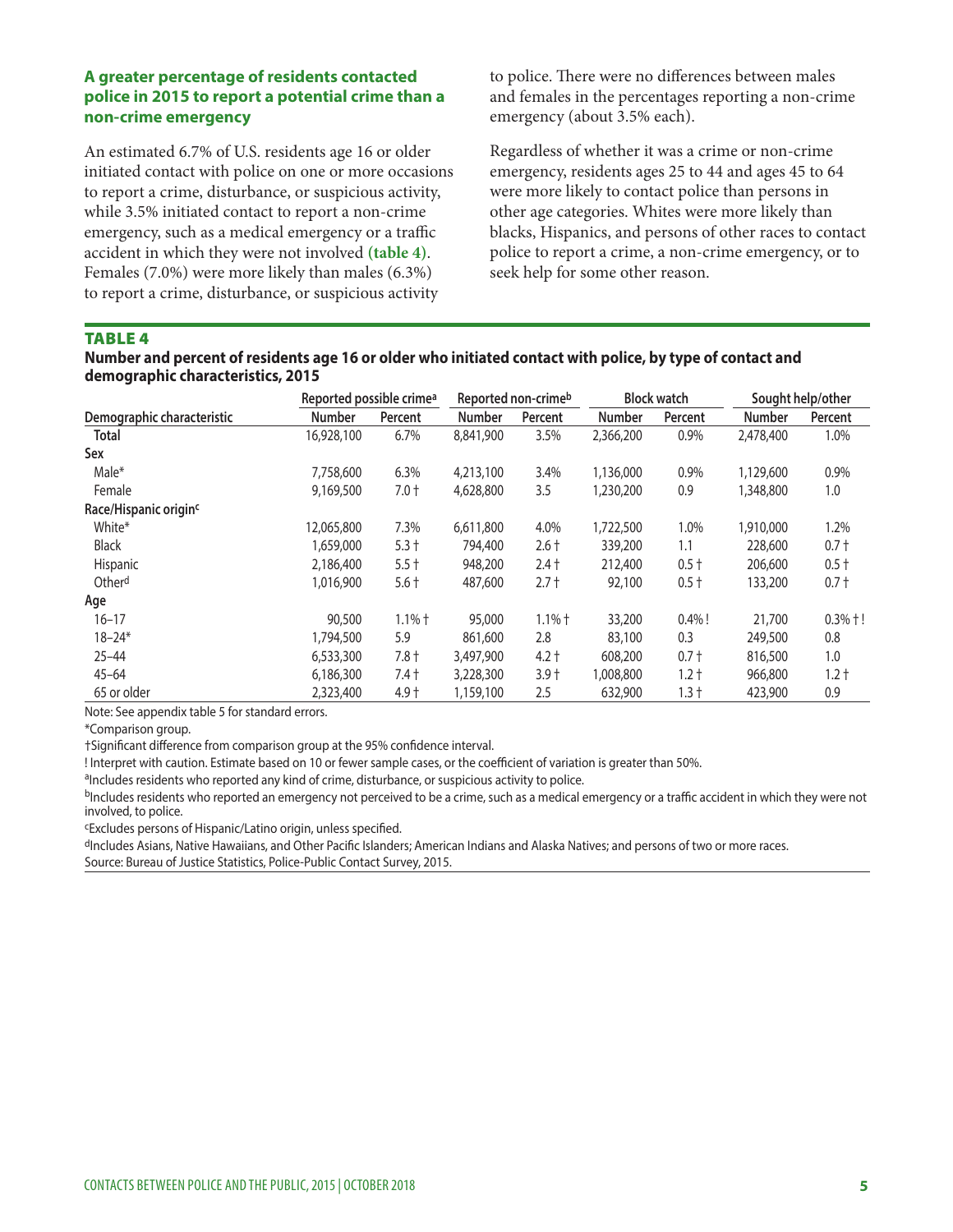### A greater percentage of residents contacted police in 2015 to report a potential crime than a non-crime emergency

An estimated 6.7% of U.S. residents age 16 or older initiated contact with police on one or more occasions to report a crime, disturbance, or suspicious activity, while 3.5% initiated contact to report a non-crime emergency, such as a medical emergency or a traffic accident in which they were not involved **(table 4)**. Females (7.0%) were more likely than males (6.3%) to report a crime, disturbance, or suspicious activity to police. There were no differences between males and females in the percentages reporting a non-crime emergency (about 3.5% each).

Regardless of whether it was a crime or non-crime emergency, residents ages 25 to 44 and ages 45 to 64 were more likely to contact police than persons in other age categories. Whites were more likely than blacks, Hispanics, and persons of other races to contact police to report a crime, a non-crime emergency, or to seek help for some other reason.

**TABLE 4**

**Number and percent of residents age 16 or older who initiated contact with police, by type of contact and demographic characteristics, 2015**

| Demographic characteristic | Reported possible crime[a] | | Reported non-crime[b] | | Block watch | | Sought help/other | |
|---|---|---|---|---|---|---|---|---|
| | Number | Percent | Number | Percent | Number | Percent | Number | Percent |
| **Total** | 16,928,100 | 6.7% | 8,841,900 | 3.5% | 2,366,200 | 0.9% | 2,478,400 | 1.0% |
| **Sex** | | | | | | | | |
| Male* | 7,758,600 | 6.3% | 4,213,100 | 3.4% | 1,136,000 | 0.9% | 1,129,600 | 0.9% |
| Female | 9,169,500 | 7.0 † | 4,628,800 | 3.5 | 1,230,200 | 0.9 | 1,348,800 | 1.0 |
| **Race/Hispanic origin**[c] | | | | | | | | |
| White* | 12,065,800 | 7.3% | 6,611,800 | 4.0% | 1,722,500 | 1.0% | 1,910,000 | 1.2% |
| Black | 1,659,000 | 5.3 † | 794,400 | 2.6 † | 339,200 | 1.1 | 228,600 | 0.7 † |
| Hispanic | 2,186,400 | 5.5 † | 948,200 | 2.4 † | 212,400 | 0.5 † | 206,600 | 0.5 † |
| Other[d] | 1,016,900 | 5.6 † | 487,600 | 2.7 † | 92,100 | 0.5 † | 133,200 | 0.7 † |
| **Age** | | | | | | | | |
| 16–17 | 90,500 | 1.1% † | 95,000 | 1.1% † | 33,200 | 0.4% ! | 21,700 | 0.3% † ! |
| 18–24* | 1,794,500 | 5.9 | 861,600 | 2.8 | 83,100 | 0.3 | 249,500 | 0.8 |
| 25–44 | 6,533,300 | 7.8 † | 3,497,900 | 4.2 † | 608,200 | 0.7 † | 816,500 | 1.0 |
| 45–64 | 6,186,300 | 7.4 † | 3,228,300 | 3.9 † | 1,008,800 | 1.2 † | 966,800 | 1.2 † |
| 65 or older | 2,323,400 | 4.9 † | 1,159,100 | 2.5 | 632,900 | 1.3 † | 423,900 | 0.9 |

Note: See appendix table 5 for standard errors.

*Comparison group.

†Significant difference from comparison group at the 95% confidence interval.

! Interpret with caution. Estimate based on 10 or fewer sample cases, or the coefficient of variation is greater than 50%.

[a]Includes residents who reported any kind of crime, disturbance, or suspicious activity to police.

[b]Includes residents who reported an emergency not perceived to be a crime, such as a medical emergency or a traffic accident in which they were not involved, to police.

[c]Excludes persons of Hispanic/Latino origin, unless specified.

[d]Includes Asians, Native Hawaiians, and Other Pacific Islanders; American Indians and Alaska Natives; and persons of two or more races.

Source: Bureau of Justice Statistics, Police-Public Contact Survey, 2015.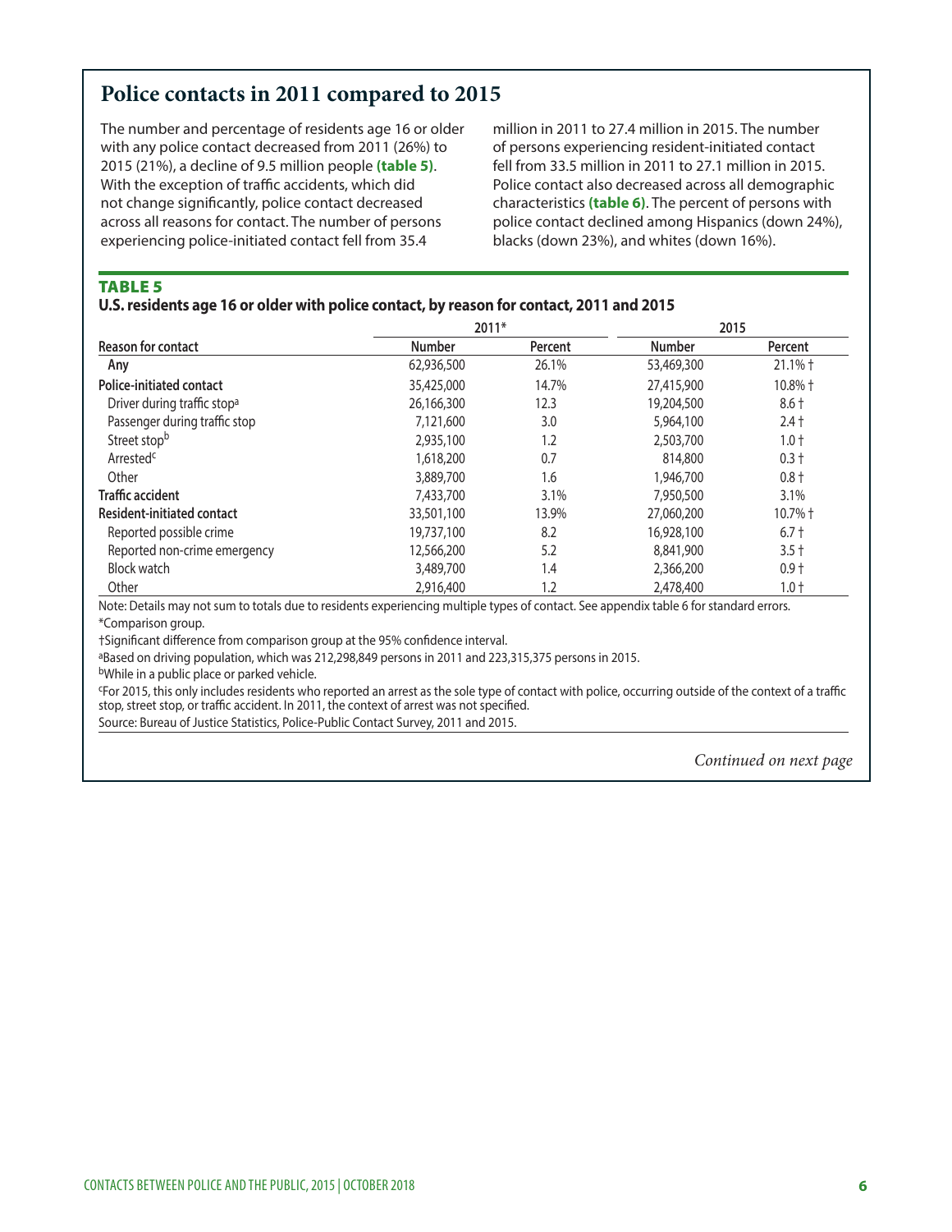## Police contacts in 2011 compared to 2015

The number and percentage of residents age 16 or older with any police contact decreased from 2011 (26%) to 2015 (21%), a decline of 9.5 million people **(table 5)**. With the exception of traffic accidents, which did not change significantly, police contact decreased across all reasons for contact. The number of persons experiencing police-initiated contact fell from 35.4 million in 2011 to 27.4 million in 2015. The number of persons experiencing resident-initiated contact fell from 33.5 million in 2011 to 27.1 million in 2015. Police contact also decreased across all demographic characteristics **(table 6)**. The percent of persons with police contact declined among Hispanics (down 24%), blacks (down 23%), and whites (down 16%).

**TABLE 5**

**U.S. residents age 16 or older with police contact, by reason for contact, 2011 and 2015**

| | 2011* | | 2015 | |
|---|---|---|---|---|
| **Reason for contact** | **Number** | **Percent** | **Number** | **Percent** |
| **Any** | 62,936,500 | 26.1% | 53,469,300 | 21.1% † |
| **Police-initiated contact** | 35,425,000 | 14.7% | 27,415,900 | 10.8% † |
| Driver during traffic stop[a] | 26,166,300 | 12.3 | 19,204,500 | 8.6 † |
| Passenger during traffic stop | 7,121,600 | 3.0 | 5,964,100 | 2.4 † |
| Street stop[b] | 2,935,100 | 1.2 | 2,503,700 | 1.0 † |
| Arrested[c] | 1,618,200 | 0.7 | 814,800 | 0.3 † |
| Other | 3,889,700 | 1.6 | 1,946,700 | 0.8 † |
| **Traffic accident** | 7,433,700 | 3.1% | 7,950,500 | 3.1% |
| **Resident-initiated contact** | 33,501,100 | 13.9% | 27,060,200 | 10.7% † |
| Reported possible crime | 19,737,100 | 8.2 | 16,928,100 | 6.7 † |
| Reported non-crime emergency | 12,566,200 | 5.2 | 8,841,900 | 3.5 † |
| Block watch | 3,489,700 | 1.4 | 2,366,200 | 0.9 † |
| Other | 2,916,400 | 1.2 | 2,478,400 | 1.0 † |

Note: Details may not sum to totals due to residents experiencing multiple types of contact. See appendix table 6 for standard errors.

*Comparison group.

†Significant difference from comparison group at the 95% confidence interval.

[a]Based on driving population, which was 212,298,849 persons in 2011 and 223,315,375 persons in 2015.

[b]While in a public place or parked vehicle.

[c]For 2015, this only includes residents who reported an arrest as the sole type of contact with police, occurring outside of the context of a traffic stop, street stop, or traffic accident. In 2011, the context of arrest was not specified.

Source: Bureau of Justice Statistics, Police-Public Contact Survey, 2011 and 2015.

*Continued on next page*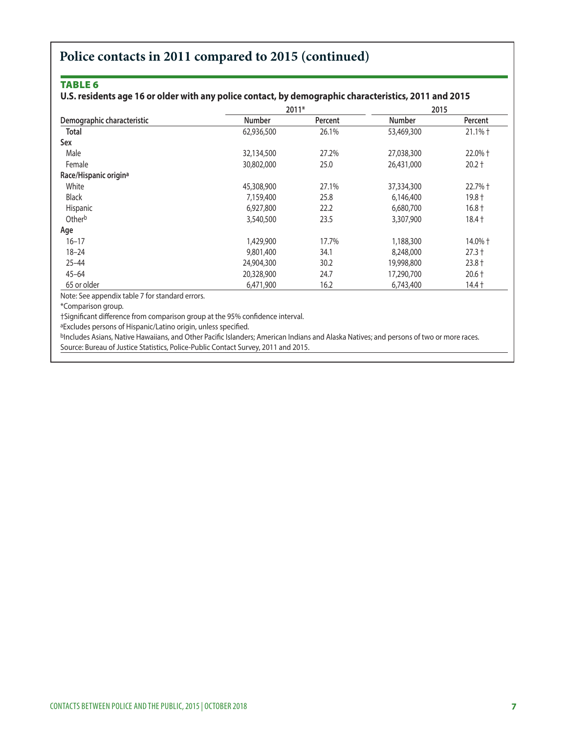# Police contacts in 2011 compared to 2015 (continued)

**TABLE 6**

**U.S. residents age 16 or older with any police contact, by demographic characteristics, 2011 and 2015**

| Demographic characteristic | 2011* | | 2015 | |
|---|---|---|---|---|
| | Number | Percent | Number | Percent |
| **Total** | 62,936,500 | 26.1% | 53,469,300 | 21.1% † |
| **Sex** | | | | |
| Male | 32,134,500 | 27.2% | 27,038,300 | 22.0% † |
| Female | 30,802,000 | 25.0 | 26,431,000 | 20.2 † |
| **Race/Hispanic origin[a]** | | | | |
| White | 45,308,900 | 27.1% | 37,334,300 | 22.7% † |
| Black | 7,159,400 | 25.8 | 6,146,400 | 19.8 † |
| Hispanic | 6,927,800 | 22.2 | 6,680,700 | 16.8 † |
| Other[b] | 3,540,500 | 23.5 | 3,307,900 | 18.4 † |
| **Age** | | | | |
| 16–17 | 1,429,900 | 17.7% | 1,188,300 | 14.0% † |
| 18–24 | 9,801,400 | 34.1 | 8,248,000 | 27.3 † |
| 25–44 | 24,904,300 | 30.2 | 19,998,800 | 23.8 † |
| 45–64 | 20,328,900 | 24.7 | 17,290,700 | 20.6 † |
| 65 or older | 6,471,900 | 16.2 | 6,743,400 | 14.4 † |

Note: See appendix table 7 for standard errors.

*Comparison group.

†Significant difference from comparison group at the 95% confidence interval.

[a]Excludes persons of Hispanic/Latino origin, unless specified.

[b]Includes Asians, Native Hawaiians, and Other Pacific Islanders; American Indians and Alaska Natives; and persons of two or more races.

Source: Bureau of Justice Statistics, Police-Public Contact Survey, 2011 and 2015.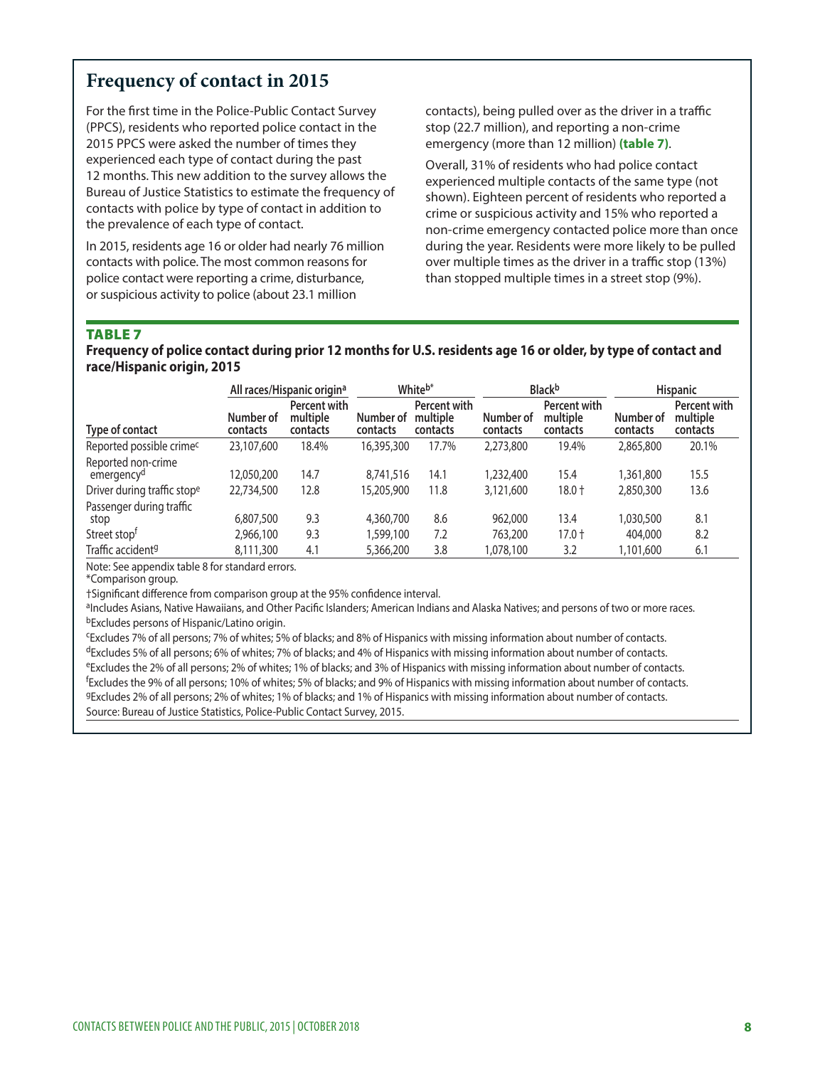## Frequency of contact in 2015

For the first time in the Police-Public Contact Survey (PPCS), residents who reported police contact in the 2015 PPCS were asked the number of times they experienced each type of contact during the past 12 months. This new addition to the survey allows the Bureau of Justice Statistics to estimate the frequency of contacts with police by type of contact in addition to the prevalence of each type of contact.

In 2015, residents age 16 or older had nearly 76 million contacts with police. The most common reasons for police contact were reporting a crime, disturbance, or suspicious activity to police (about 23.1 million contacts), being pulled over as the driver in a traffic stop (22.7 million), and reporting a non-crime emergency (more than 12 million) **(table 7)**.

Overall, 31% of residents who had police contact experienced multiple contacts of the same type (not shown). Eighteen percent of residents who reported a crime or suspicious activity and 15% who reported a non-crime emergency contacted police more than once during the year. Residents were more likely to be pulled over multiple times as the driver in a traffic stop (13%) than stopped multiple times in a street stop (9%).

### TABLE 7

**Frequency of police contact during prior 12 months for U.S. residents age 16 or older, by type of contact and race/Hispanic origin, 2015**

| | All races/Hispanic origin[a] | | White[b]* | | Black[b] | | Hispanic | |
|---|---|---|---|---|---|---|---|---|
| Type of contact | Number of contacts | Percent with multiple contacts | Number of contacts | Percent with multiple contacts | Number of contacts | Percent with multiple contacts | Number of contacts | Percent with multiple contacts |
| Reported possible crime[c] | 23,107,600 | 18.4% | 16,395,300 | 17.7% | 2,273,800 | 19.4% | 2,865,800 | 20.1% |
| Reported non-crime emergency[d] | 12,050,200 | 14.7 | 8,741,516 | 14.1 | 1,232,400 | 15.4 | 1,361,800 | 15.5 |
| Driver during traffic stop[e] | 22,734,500 | 12.8 | 15,205,900 | 11.8 | 3,121,600 | 18.0 † | 2,850,300 | 13.6 |
| Passenger during traffic stop | 6,807,500 | 9.3 | 4,360,700 | 8.6 | 962,000 | 13.4 | 1,030,500 | 8.1 |
| Street stop[f] | 2,966,100 | 9.3 | 1,599,100 | 7.2 | 763,200 | 17.0 † | 404,000 | 8.2 |
| Traffic accident[g] | 8,111,300 | 4.1 | 5,366,200 | 3.8 | 1,078,100 | 3.2 | 1,101,600 | 6.1 |

Note: See appendix table 8 for standard errors.

*Comparison group.

†Significant difference from comparison group at the 95% confidence interval.

[a]Includes Asians, Native Hawaiians, and Other Pacific Islanders; American Indians and Alaska Natives; and persons of two or more races.

[b]Excludes persons of Hispanic/Latino origin.

[c]Excludes 7% of all persons; 7% of whites; 5% of blacks; and 8% of Hispanics with missing information about number of contacts.

[d]Excludes 5% of all persons; 6% of whites; 7% of blacks; and 4% of Hispanics with missing information about number of contacts.

[e]Excludes the 2% of all persons; 2% of whites; 1% of blacks; and 3% of Hispanics with missing information about number of contacts.

[f]Excludes the 9% of all persons; 10% of whites; 5% of blacks; and 9% of Hispanics with missing information about number of contacts.

[g]Excludes 2% of all persons; 2% of whites; 1% of blacks; and 1% of Hispanics with missing information about number of contacts.

Source: Bureau of Justice Statistics, Police-Public Contact Survey, 2015.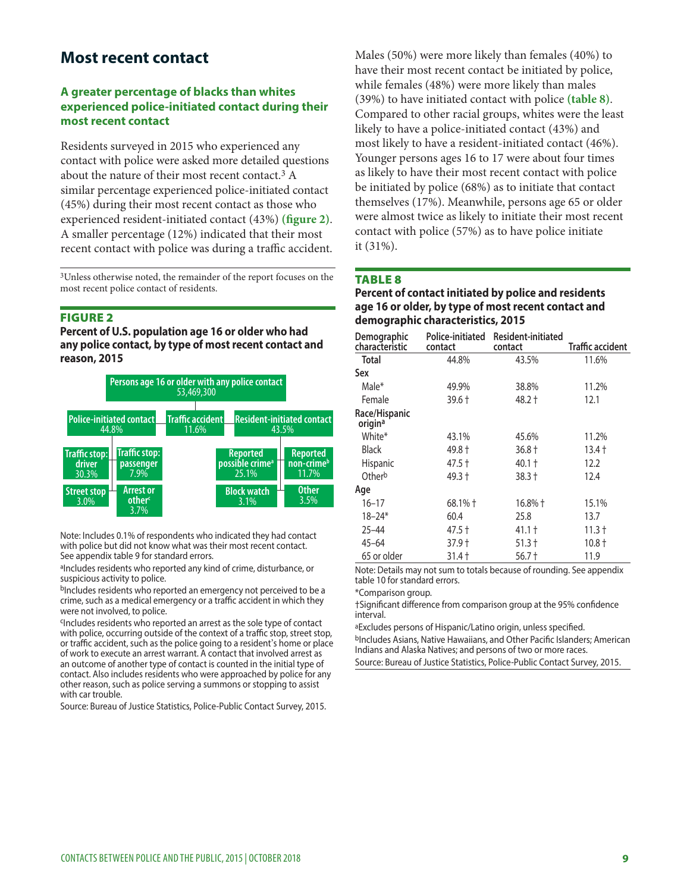## Most recent contact

### A greater percentage of blacks than whites experienced police-initiated contact during their most recent contact

Residents surveyed in 2015 who experienced any contact with police were asked more detailed questions about the nature of their most recent contact.[3] A similar percentage experienced police-initiated contact (45%) during their most recent contact as those who experienced resident-initiated contact (43%) **(figure 2)**. A smaller percentage (12%) indicated that their most recent contact with police was during a traffic accident.

[3]Unless otherwise noted, the remainder of the report focuses on the most recent police contact of residents.

**FIGURE 2**

**Percent of U.S. population age 16 or older who had any police contact, by type of most recent contact and reason, 2015**

- Persons age 16 or older with any police contact: 53,469,300
  - Police-initiated contact: 44.8%
    - Traffic stop: driver 30.3%
    - Traffic stop: passenger 7.9%
    - Street stop 3.0%
    - Arrest or other[c] 3.7%
  - Traffic accident: 11.6%
  - Resident-initiated contact: 43.5%
    - Reported possible crime[a] 25.1%
    - Reported non-crime[b] 11.7%
    - Block watch 3.1%
    - Other 3.5%

Note: Includes 0.1% of respondents who indicated they had contact with police but did not know what was their most recent contact. See appendix table 9 for standard errors.

[a]Includes residents who reported any kind of crime, disturbance, or suspicious activity to police.

[b]Includes residents who reported an emergency not perceived to be a crime, such as a medical emergency or a traffic accident in which they were not involved, to police.

[c]Includes residents who reported an arrest as the sole type of contact with police, occurring outside of the context of a traffic stop, street stop, or traffic accident, such as the police going to a resident's home or place of work to execute an arrest warrant. A contact that involved arrest as an outcome of another type of contact is counted in the initial type of contact. Also includes residents who were approached by police for any other reason, such as police serving a summons or stopping to assist with car trouble.

Source: Bureau of Justice Statistics, Police-Public Contact Survey, 2015.

Males (50%) were more likely than females (40%) to have their most recent contact be initiated by police, while females (48%) were more likely than males (39%) to have initiated contact with police **(table 8)**. Compared to other racial groups, whites were the least likely to have a police-initiated contact (43%) and most likely to have a resident-initiated contact (46%). Younger persons ages 16 to 17 were about four times as likely to have their most recent contact with police be initiated by police (68%) as to initiate that contact themselves (17%). Meanwhile, persons age 65 or older were almost twice as likely to initiate their most recent contact with police (57%) as to have police initiate it (31%).

**TABLE 8**

**Percent of contact initiated by police and residents age 16 or older, by type of most recent contact and demographic characteristics, 2015**

| Demographic characteristic | Police-initiated contact | Resident-initiated contact | Traffic accident |
|---|---|---|---|
| Total | 44.8% | 43.5% | 11.6% |
| **Sex** | | | |
| Male* | 49.9% | 38.8% | 11.2% |
| Female | 39.6 † | 48.2 † | 12.1 |
| **Race/Hispanic origin[a]** | | | |
| White* | 43.1% | 45.6% | 11.2% |
| Black | 49.8 † | 36.8 † | 13.4 † |
| Hispanic | 47.5 † | 40.1 † | 12.2 |
| Other[b] | 49.3 † | 38.3 † | 12.4 |
| **Age** | | | |
| 16–17 | 68.1% † | 16.8% † | 15.1% |
| 18–24* | 60.4 | 25.8 | 13.7 |
| 25–44 | 47.5 † | 41.1 † | 11.3 † |
| 45–64 | 37.9 † | 51.3 † | 10.8 † |
| 65 or older | 31.4 † | 56.7 † | 11.9 |

Note: Details may not sum to totals because of rounding. See appendix table 10 for standard errors.

*Comparison group.

†Significant difference from comparison group at the 95% confidence interval.

[a]Excludes persons of Hispanic/Latino origin, unless specified.

[b]Includes Asians, Native Hawaiians, and Other Pacific Islanders; American Indians and Alaska Natives; and persons of two or more races.

Source: Bureau of Justice Statistics, Police-Public Contact Survey, 2015.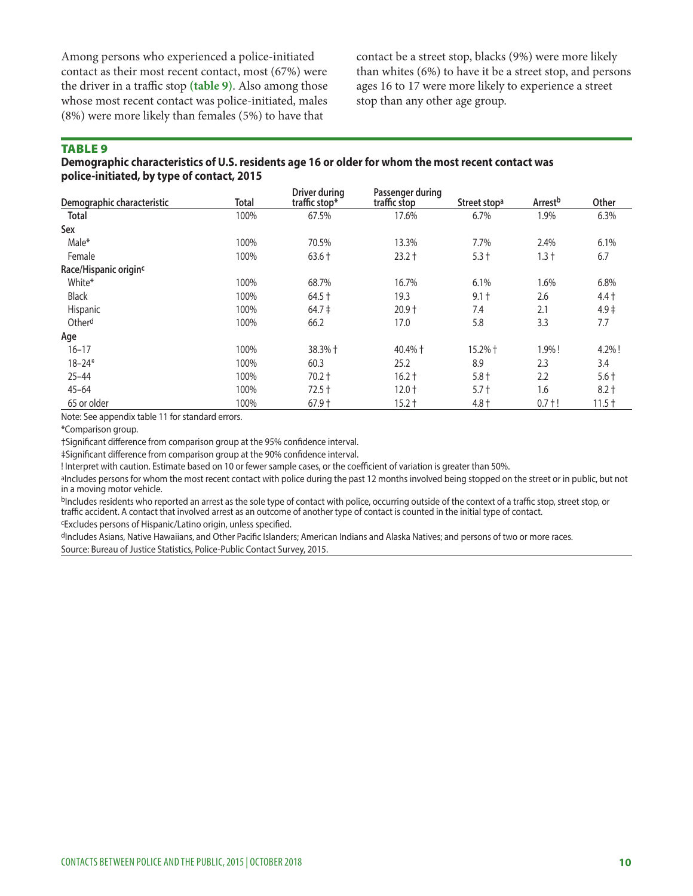Among persons who experienced a police-initiated contact as their most recent contact, most (67%) were the driver in a traffic stop **(table 9)**. Also among those whose most recent contact was police-initiated, males (8%) were more likely than females (5%) to have that contact be a street stop, blacks (9%) were more likely than whites (6%) to have it be a street stop, and persons ages 16 to 17 were more likely to experience a street stop than any other age group.

## TABLE 9

**Demographic characteristics of U.S. residents age 16 or older for whom the most recent contact was police-initiated, by type of contact, 2015**

| Demographic characteristic | Total | Driver during traffic stop* | Passenger during traffic stop | Street stop[a] | Arrest[b] | Other |
|---|---|---|---|---|---|---|
| **Total** | 100% | 67.5% | 17.6% | 6.7% | 1.9% | 6.3% |
| **Sex** | | | | | | |
| Male* | 100% | 70.5% | 13.3% | 7.7% | 2.4% | 6.1% |
| Female | 100% | 63.6 † | 23.2 † | 5.3 † | 1.3 † | 6.7 |
| **Race/Hispanic origin[c]** | | | | | | |
| White* | 100% | 68.7% | 16.7% | 6.1% | 1.6% | 6.8% |
| Black | 100% | 64.5 † | 19.3 | 9.1 † | 2.6 | 4.4 † |
| Hispanic | 100% | 64.7 ‡ | 20.9 † | 7.4 | 2.1 | 4.9 ‡ |
| Other[d] | 100% | 66.2 | 17.0 | 5.8 | 3.3 | 7.7 |
| **Age** | | | | | | |
| 16–17 | 100% | 38.3% † | 40.4% † | 15.2% † | 1.9% ! | 4.2% ! |
| 18–24* | 100% | 60.3 | 25.2 | 8.9 | 2.3 | 3.4 |
| 25–44 | 100% | 70.2 † | 16.2 † | 5.8 † | 2.2 | 5.6 † |
| 45–64 | 100% | 72.5 † | 12.0 † | 5.7 † | 1.6 | 8.2 † |
| 65 or older | 100% | 67.9 † | 15.2 † | 4.8 † | 0.7 † ! | 11.5 † |

Note: See appendix table 11 for standard errors.

*Comparison group.

†Significant difference from comparison group at the 95% confidence interval.

‡Significant difference from comparison group at the 90% confidence interval.

! Interpret with caution. Estimate based on 10 or fewer sample cases, or the coefficient of variation is greater than 50%.

[a]Includes persons for whom the most recent contact with police during the past 12 months involved being stopped on the street or in public, but not in a moving motor vehicle.

[b]Includes residents who reported an arrest as the sole type of contact with police, occurring outside of the context of a traffic stop, street stop, or traffic accident. A contact that involved arrest as an outcome of another type of contact is counted in the initial type of contact.

[c]Excludes persons of Hispanic/Latino origin, unless specified.

[d]Includes Asians, Native Hawaiians, and Other Pacific Islanders; American Indians and Alaska Natives; and persons of two or more races.

Source: Bureau of Justice Statistics, Police-Public Contact Survey, 2015.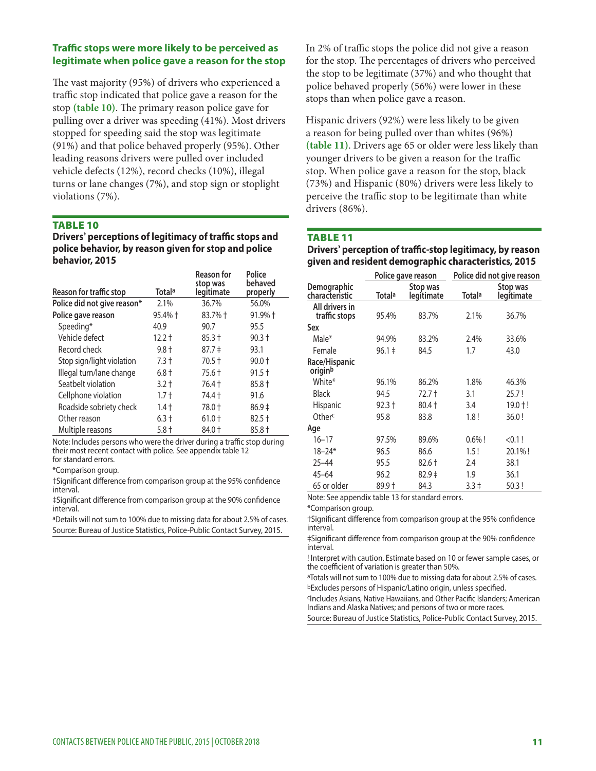### Traffic stops were more likely to be perceived as legitimate when police gave a reason for the stop

The vast majority (95%) of drivers who experienced a traffic stop indicated that police gave a reason for the stop **(table 10)**. The primary reason police gave for pulling over a driver was speeding (41%). Most drivers stopped for speeding said the stop was legitimate (91%) and that police behaved properly (95%). Other leading reasons drivers were pulled over included vehicle defects (12%), record checks (10%), illegal turns or lane changes (7%), and stop sign or stoplight violations (7%).

**TABLE 10**

**Drivers' perceptions of legitimacy of traffic stops and police behavior, by reason given for stop and police behavior, 2015**

| Reason for traffic stop | Total[a] | Reason for stop was legitimate | Police behaved properly |
|---|---|---|---|
| Police did not give reason* | 2.1% | 36.7% | 56.0% |
| Police gave reason | 95.4% † | 83.7% † | 91.9% † |
| Speeding* | 40.9 | 90.7 | 95.5 |
| Vehicle defect | 12.2 † | 85.3 † | 90.3 † |
| Record check | 9.8 † | 87.7 ‡ | 93.1 |
| Stop sign/light violation | 7.3 † | 70.5 † | 90.0 † |
| Illegal turn/lane change | 6.8 † | 75.6 † | 91.5 † |
| Seatbelt violation | 3.2 † | 76.4 † | 85.8 † |
| Cellphone violation | 1.7 † | 74.4 † | 91.6 |
| Roadside sobriety check | 1.4 † | 78.0 † | 86.9 ‡ |
| Other reason | 6.3 † | 61.0 † | 82.5 † |
| Multiple reasons | 5.8 † | 84.0 † | 85.8 † |

Note: Includes persons who were the driver during a traffic stop during their most recent contact with police. See appendix table 12 for standard errors.

*Comparison group.

†Significant difference from comparison group at the 95% confidence interval.

‡Significant difference from comparison group at the 90% confidence interval.

[a]Details will not sum to 100% due to missing data for about 2.5% of cases.

Source: Bureau of Justice Statistics, Police-Public Contact Survey, 2015.

In 2% of traffic stops the police did not give a reason for the stop. The percentages of drivers who perceived the stop to be legitimate (37%) and who thought that police behaved properly (56%) were lower in these stops than when police gave a reason.

Hispanic drivers (92%) were less likely to be given a reason for being pulled over than whites (96%) **(table 11)**. Drivers age 65 or older were less likely than younger drivers to be given a reason for the traffic stop. When police gave a reason for the stop, black (73%) and Hispanic (80%) drivers were less likely to perceive the traffic stop to be legitimate than white drivers (86%).

**TABLE 11**

**Drivers' perception of traffic-stop legitimacy, by reason given and resident demographic characteristics, 2015**

| Demographic characteristic | Police gave reason | | Police did not give reason | |
|---|---|---|---|---|
| | Total[a] | Stop was legitimate | Total[a] | Stop was legitimate |
| All drivers in traffic stops | 95.4% | 83.7% | 2.1% | 36.7% |
| **Sex** | | | | |
| Male* | 94.9% | 83.2% | 2.4% | 33.6% |
| Female | 96.1 ‡ | 84.5 | 1.7 | 43.0 |
| **Race/Hispanic origin[b]** | | | | |
| White* | 96.1% | 86.2% | 1.8% | 46.3% |
| Black | 94.5 | 72.7 † | 3.1 | 25.7 ! |
| Hispanic | 92.3 † | 80.4 † | 3.4 | 19.0 † ! |
| Other[c] | 95.8 | 83.8 | 1.8 ! | 36.0 ! |
| **Age** | | | | |
| 16–17 | 97.5% | 89.6% | 0.6% ! | <0.1 ! |
| 18–24* | 96.5 | 86.6 | 1.5 ! | 20.1% ! |
| 25–44 | 95.5 | 82.6 † | 2.4 | 38.1 |
| 45–64 | 96.2 | 82.9 ‡ | 1.9 | 36.1 |
| 65 or older | 89.9 † | 84.3 | 3.3 ‡ | 50.3 ! |

Note: See appendix table 13 for standard errors.

*Comparison group.

†Significant difference from comparison group at the 95% confidence interval.

‡Significant difference from comparison group at the 90% confidence interval.

! Interpret with caution. Estimate based on 10 or fewer sample cases, or the coefficient of variation is greater than 50%.

[a]Totals will not sum to 100% due to missing data for about 2.5% of cases.

[b]Excludes persons of Hispanic/Latino origin, unless specified.

[c]Includes Asians, Native Hawaiians, and Other Pacific Islanders; American Indians and Alaska Natives; and persons of two or more races.

Source: Bureau of Justice Statistics, Police-Public Contact Survey, 2015.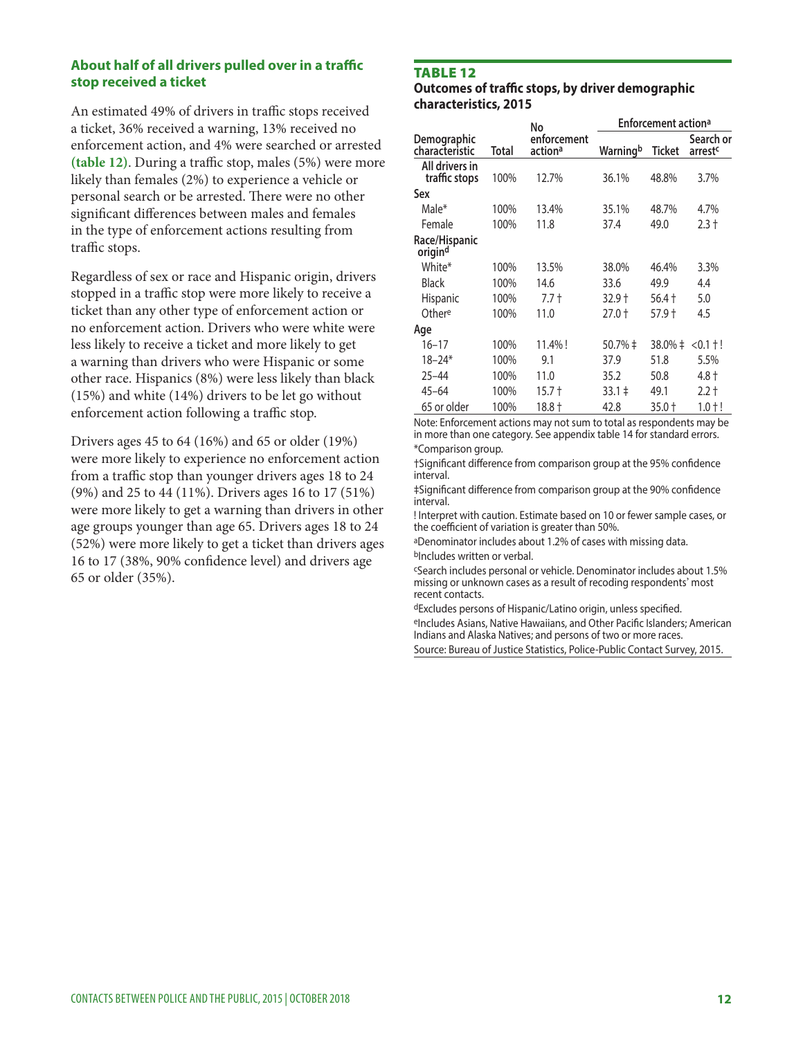### About half of all drivers pulled over in a traffic stop received a ticket

An estimated 49% of drivers in traffic stops received a ticket, 36% received a warning, 13% received no enforcement action, and 4% were searched or arrested **(table 12)**. During a traffic stop, males (5%) were more likely than females (2%) to experience a vehicle or personal search or be arrested. There were no other significant differences between males and females in the type of enforcement actions resulting from traffic stops.

Regardless of sex or race and Hispanic origin, drivers stopped in a traffic stop were more likely to receive a ticket than any other type of enforcement action or no enforcement action. Drivers who were white were less likely to receive a ticket and more likely to get a warning than drivers who were Hispanic or some other race. Hispanics (8%) were less likely than black (15%) and white (14%) drivers to be let go without enforcement action following a traffic stop.

Drivers ages 45 to 64 (16%) and 65 or older (19%) were more likely to experience no enforcement action from a traffic stop than younger drivers ages 18 to 24 (9%) and 25 to 44 (11%). Drivers ages 16 to 17 (51%) were more likely to get a warning than drivers in other age groups younger than age 65. Drivers ages 18 to 24 (52%) were more likely to get a ticket than drivers ages 16 to 17 (38%, 90% confidence level) and drivers age 65 or older (35%).

**TABLE 12**
**Outcomes of traffic stops, by driver demographic characteristics, 2015**

| Demographic characteristic | Total | No enforcement action[a] | Enforcement action[a] | | |
|---|---|---|---|---|---|
| | | | Warning[b] | Ticket | Search or arrest[c] |
| **All drivers in traffic stops** | 100% | 12.7% | 36.1% | 48.8% | 3.7% |
| **Sex** | | | | | |
| Male* | 100% | 13.4% | 35.1% | 48.7% | 4.7% |
| Female | 100% | 11.8 | 37.4 | 49.0 | 2.3 † |
| **Race/Hispanic origin[d]** | | | | | |
| White* | 100% | 13.5% | 38.0% | 46.4% | 3.3% |
| Black | 100% | 14.6 | 33.6 | 49.9 | 4.4 |
| Hispanic | 100% | 7.7 † | 32.9 † | 56.4 † | 5.0 |
| Other[e] | 100% | 11.0 | 27.0 † | 57.9 † | 4.5 |
| **Age** | | | | | |
| 16–17 | 100% | 11.4% ! | 50.7% ‡ | 38.0% ‡ | <0.1 † ! |
| 18–24* | 100% | 9.1 | 37.9 | 51.8 | 5.5% |
| 25–44 | 100% | 11.0 | 35.2 | 50.8 | 4.8 † |
| 45–64 | 100% | 15.7 † | 33.1 ‡ | 49.1 | 2.2 † |
| 65 or older | 100% | 18.8 † | 42.8 | 35.0 † | 1.0 † ! |

Note: Enforcement actions may not sum to total as respondents may be in more than one category. See appendix table 14 for standard errors.
*Comparison group.
†Significant difference from comparison group at the 95% confidence interval.
‡Significant difference from comparison group at the 90% confidence interval.
! Interpret with caution. Estimate based on 10 or fewer sample cases, or the coefficient of variation is greater than 50%.
[a]Denominator includes about 1.2% of cases with missing data.
[b]Includes written or verbal.
[c]Search includes personal or vehicle. Denominator includes about 1.5% missing or unknown cases as a result of recoding respondents' most recent contacts.
[d]Excludes persons of Hispanic/Latino origin, unless specified.
[e]Includes Asians, Native Hawaiians, and Other Pacific Islanders; American Indians and Alaska Natives; and persons of two or more races.
Source: Bureau of Justice Statistics, Police-Public Contact Survey, 2015.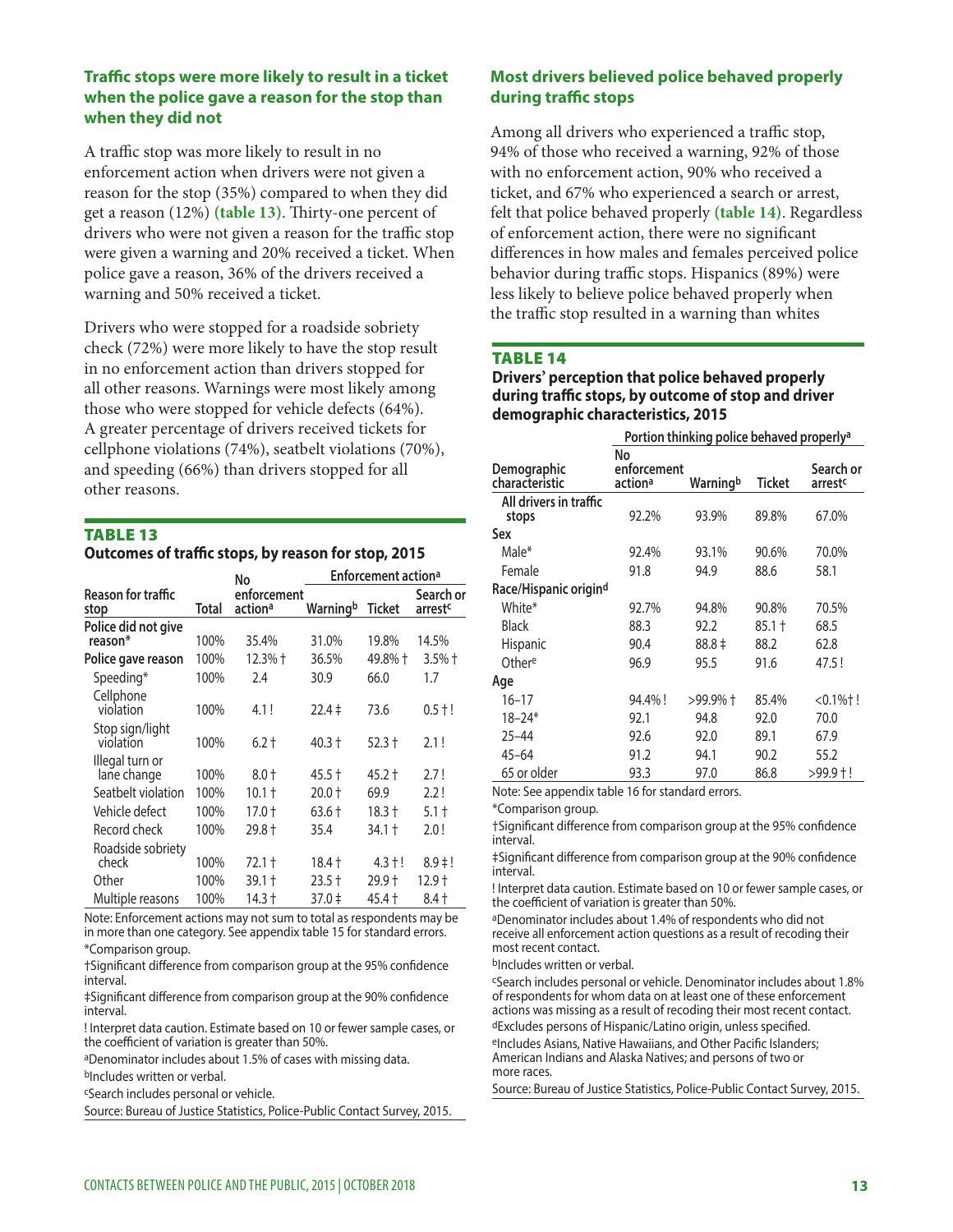### Traffic stops were more likely to result in a ticket when the police gave a reason for the stop than when they did not

A traffic stop was more likely to result in no enforcement action when drivers were not given a reason for the stop (35%) compared to when they did get a reason (12%) **(table 13)**. Thirty-one percent of drivers who were not given a reason for the traffic stop were given a warning and 20% received a ticket. When police gave a reason, 36% of the drivers received a warning and 50% received a ticket.

Drivers who were stopped for a roadside sobriety check (72%) were more likely to have the stop result in no enforcement action than drivers stopped for all other reasons. Warnings were most likely among those who were stopped for vehicle defects (64%). A greater percentage of drivers received tickets for cellphone violations (74%), seatbelt violations (70%), and speeding (66%) than drivers stopped for all other reasons.

**TABLE 13**

**Outcomes of traffic stops, by reason for stop, 2015**

| Reason for traffic stop | Total | No enforcement action[a] | Enforcement action[a] | | |
|---|---|---|---|---|---|
| | | | Warning[b] | Ticket | Search or arrest[c] |
| **Police did not give reason*** | 100% | 35.4% | 31.0% | 19.8% | 14.5% |
| **Police gave reason** | 100% | 12.3% † | 36.5% | 49.8% † | 3.5% † |
| Speeding* | 100% | 2.4 | 30.9 | 66.0 | 1.7 |
| Cellphone violation | 100% | 4.1 ! | 22.4 ‡ | 73.6 | 0.5 † ! |
| Stop sign/light violation | 100% | 6.2 † | 40.3 † | 52.3 † | 2.1 ! |
| Illegal turn or lane change | 100% | 8.0 † | 45.5 † | 45.2 † | 2.7 ! |
| Seatbelt violation | 100% | 10.1 † | 20.0 † | 69.9 | 2.2 ! |
| Vehicle defect | 100% | 17.0 † | 63.6 † | 18.3 † | 5.1 † |
| Record check | 100% | 29.8 † | 35.4 | 34.1 † | 2.0 ! |
| Roadside sobriety check | 100% | 72.1 † | 18.4 † | 4.3 † ! | 8.9 ‡ ! |
| Other | 100% | 39.1 † | 23.5 † | 29.9 † | 12.9 † |
| Multiple reasons | 100% | 14.3 † | 37.0 ‡ | 45.4 † | 8.4 † |

Note: Enforcement actions may not sum to total as respondents may be in more than one category. See appendix table 15 for standard errors.

*Comparison group.

†Significant difference from comparison group at the 95% confidence interval.

‡Significant difference from comparison group at the 90% confidence interval.

! Interpret data caution. Estimate based on 10 or fewer sample cases, or the coefficient of variation is greater than 50%.

[a]Denominator includes about 1.5% of cases with missing data.

[b]Includes written or verbal.

[c]Search includes personal or vehicle.

Source: Bureau of Justice Statistics, Police-Public Contact Survey, 2015.

### Most drivers believed police behaved properly during traffic stops

Among all drivers who experienced a traffic stop, 94% of those who received a warning, 92% of those with no enforcement action, 90% who received a ticket, and 67% who experienced a search or arrest, felt that police behaved properly **(table 14)**. Regardless of enforcement action, there were no significant differences in how males and females perceived police behavior during traffic stops. Hispanics (89%) were less likely to believe police behaved properly when the traffic stop resulted in a warning than whites

**TABLE 14**

**Drivers' perception that police behaved properly during traffic stops, by outcome of stop and driver demographic characteristics, 2015**

| Demographic characteristic | Portion thinking police behaved properly[a] | | | |
|---|---|---|---|---|
| | No enforcement action[a] | Warning[b] | Ticket | Search or arrest[c] |
| **All drivers in traffic stops** | 92.2% | 93.9% | 89.8% | 67.0% |
| **Sex** | | | | |
| Male* | 92.4% | 93.1% | 90.6% | 70.0% |
| Female | 91.8 | 94.9 | 88.6 | 58.1 |
| **Race/Hispanic origin[d]** | | | | |
| White* | 92.7% | 94.8% | 90.8% | 70.5% |
| Black | 88.3 | 92.2 | 85.1 † | 68.5 |
| Hispanic | 90.4 | 88.8 ‡ | 88.2 | 62.8 |
| Other[e] | 96.9 | 95.5 | 91.6 | 47.5 ! |
| **Age** | | | | |
| 16–17 | 94.4% ! | >99.9% † | 85.4% | <0.1%† ! |
| 18–24* | 92.1 | 94.8 | 92.0 | 70.0 |
| 25–44 | 92.6 | 92.0 | 89.1 | 67.9 |
| 45–64 | 91.2 | 94.1 | 90.2 | 55.2 |
| 65 or older | 93.3 | 97.0 | 86.8 | >99.9 † ! |

Note: See appendix table 16 for standard errors.

*Comparison group.

†Significant difference from comparison group at the 95% confidence interval.

‡Significant difference from comparison group at the 90% confidence interval.

! Interpret data caution. Estimate based on 10 or fewer sample cases, or the coefficient of variation is greater than 50%.

[a]Denominator includes about 1.4% of respondents who did not receive all enforcement action questions as a result of recoding their most recent contact.

[b]Includes written or verbal.

[c]Search includes personal or vehicle. Denominator includes about 1.8% of respondents for whom data on at least one of these enforcement actions was missing as a result of recoding their most recent contact.

[d]Excludes persons of Hispanic/Latino origin, unless specified.

[e]Includes Asians, Native Hawaiians, and Other Pacific Islanders; American Indians and Alaska Natives; and persons of two or more races.

Source: Bureau of Justice Statistics, Police-Public Contact Survey, 2015.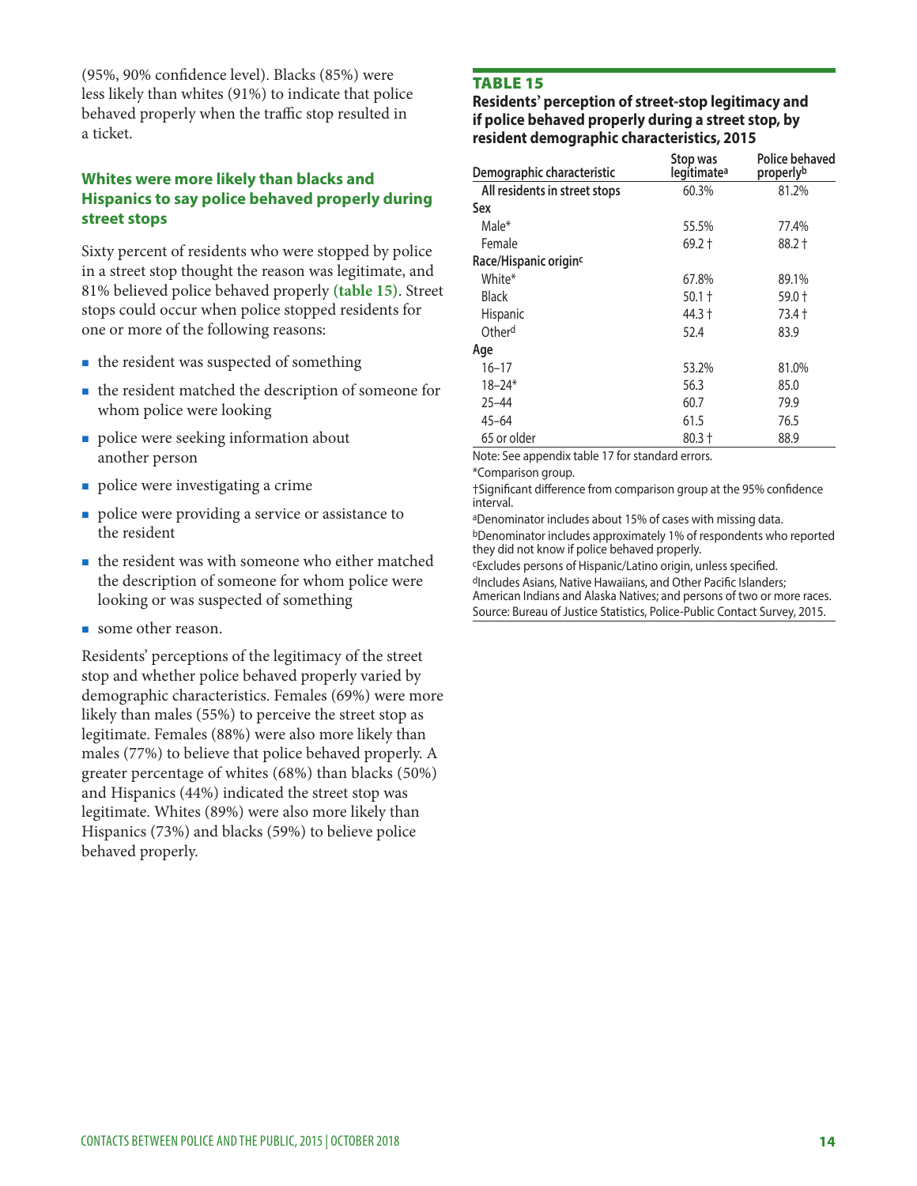(95%, 90% confidence level). Blacks (85%) were less likely than whites (91%) to indicate that police behaved properly when the traffic stop resulted in a ticket.

### Whites were more likely than blacks and Hispanics to say police behaved properly during street stops

Sixty percent of residents who were stopped by police in a street stop thought the reason was legitimate, and 81% believed police behaved properly **(table 15)**. Street stops could occur when police stopped residents for one or more of the following reasons:

- the resident was suspected of something
- the resident matched the description of someone for whom police were looking
- police were seeking information about another person
- police were investigating a crime
- police were providing a service or assistance to the resident
- the resident was with someone who either matched the description of someone for whom police were looking or was suspected of something
- some other reason.

Residents' perceptions of the legitimacy of the street stop and whether police behaved properly varied by demographic characteristics. Females (69%) were more likely than males (55%) to perceive the street stop as legitimate. Females (88%) were also more likely than males (77%) to believe that police behaved properly. A greater percentage of whites (68%) than blacks (50%) and Hispanics (44%) indicated the street stop was legitimate. Whites (89%) were also more likely than Hispanics (73%) and blacks (59%) to believe police behaved properly.

**TABLE 15**

**Residents' perception of street-stop legitimacy and if police behaved properly during a street stop, by resident demographic characteristics, 2015**

| Demographic characteristic | Stop was legitimate[a] | Police behaved properly[b] |
|---|---|---|
| **All residents in street stops** | 60.3% | 81.2% |
| **Sex** | | |
| Male* | 55.5% | 77.4% |
| Female | 69.2 † | 88.2 † |
| **Race/Hispanic origin**[c] | | |
| White* | 67.8% | 89.1% |
| Black | 50.1 † | 59.0 † |
| Hispanic | 44.3 † | 73.4 † |
| Other[d] | 52.4 | 83.9 |
| **Age** | | |
| 16–17 | 53.2% | 81.0% |
| 18–24* | 56.3 | 85.0 |
| 25–44 | 60.7 | 79.9 |
| 45–64 | 61.5 | 76.5 |
| 65 or older | 80.3 † | 88.9 |

Note: See appendix table 17 for standard errors.

*Comparison group.

†Significant difference from comparison group at the 95% confidence interval.

[a]Denominator includes about 15% of cases with missing data.

[b]Denominator includes approximately 1% of respondents who reported they did not know if police behaved properly.

[c]Excludes persons of Hispanic/Latino origin, unless specified.

[d]Includes Asians, Native Hawaiians, and Other Pacific Islanders; American Indians and Alaska Natives; and persons of two or more races.

Source: Bureau of Justice Statistics, Police-Public Contact Survey, 2015.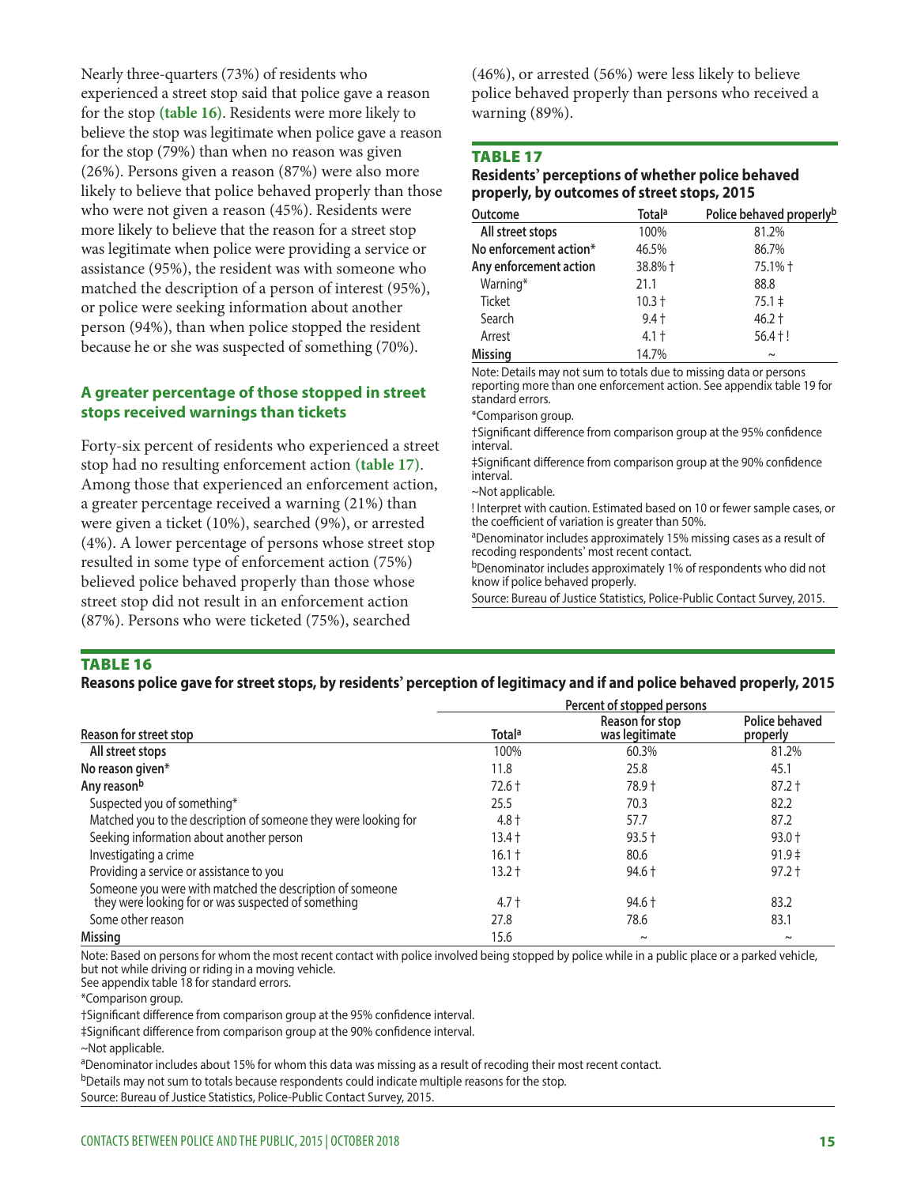Nearly three-quarters (73%) of residents who experienced a street stop said that police gave a reason for the stop **(table 16)**. Residents were more likely to believe the stop was legitimate when police gave a reason for the stop (79%) than when no reason was given (26%). Persons given a reason (87%) were also more likely to believe that police behaved properly than those who were not given a reason (45%). Residents were more likely to believe that the reason for a street stop was legitimate when police were providing a service or assistance (95%), the resident was with someone who matched the description of a person of interest (95%), or police were seeking information about another person (94%), than when police stopped the resident because he or she was suspected of something (70%).

### A greater percentage of those stopped in street stops received warnings than tickets

Forty-six percent of residents who experienced a street stop had no resulting enforcement action **(table 17)**. Among those that experienced an enforcement action, a greater percentage received a warning (21%) than were given a ticket (10%), searched (9%), or arrested (4%). A lower percentage of persons whose street stop resulted in some type of enforcement action (75%) believed police behaved properly than those whose street stop did not result in an enforcement action (87%). Persons who were ticketed (75%), searched (46%), or arrested (56%) were less likely to believe police behaved properly than persons who received a warning (89%).

**TABLE 17**
**Residents' perceptions of whether police behaved properly, by outcomes of street stops, 2015**

| Outcome | Total[a] | Police behaved properly[b] |
|---|---|---|
| All street stops | 100% | 81.2% |
| No enforcement action* | 46.5% | 86.7% |
| Any enforcement action | 38.8% † | 75.1% † |
| Warning* | 21.1 | 88.8 |
| Ticket | 10.3 † | 75.1 ‡ |
| Search | 9.4 † | 46.2 † |
| Arrest | 4.1 † | 56.4 † ! |
| Missing | 14.7% | ~ |

Note: Details may not sum to totals due to missing data or persons reporting more than one enforcement action. See appendix table 19 for standard errors.
*Comparison group.
†Significant difference from comparison group at the 95% confidence interval.
‡Significant difference from comparison group at the 90% confidence interval.
~Not applicable.
! Interpret with caution. Estimated based on 10 or fewer sample cases, or the coefficient of variation is greater than 50%.
[a]Denominator includes approximately 15% missing cases as a result of recoding respondents' most recent contact.
[b]Denominator includes approximately 1% of respondents who did not know if police behaved properly.
Source: Bureau of Justice Statistics, Police-Public Contact Survey, 2015.

**TABLE 16**
**Reasons police gave for street stops, by residents' perception of legitimacy and if and police behaved properly, 2015**

| | Percent of stopped persons | | |
|---|---|---|---|
| Reason for street stop | Total[a] | Reason for stop was legitimate | Police behaved properly |
| All street stops | 100% | 60.3% | 81.2% |
| No reason given* | 11.8 | 25.8 | 45.1 |
| Any reason[b] | 72.6 † | 78.9 † | 87.2 † |
| Suspected you of something* | 25.5 | 70.3 | 82.2 |
| Matched you to the description of someone they were looking for | 4.8 † | 57.7 | 87.2 |
| Seeking information about another person | 13.4 † | 93.5 † | 93.0 † |
| Investigating a crime | 16.1 † | 80.6 | 91.9 ‡ |
| Providing a service or assistance to you | 13.2 † | 94.6 † | 97.2 † |
| Someone you were with matched the description of someone they were looking for or was suspected of something | 4.7 † | 94.6 † | 83.2 |
| Some other reason | 27.8 | 78.6 | 83.1 |
| Missing | 15.6 | ~ | ~ |

Note: Based on persons for whom the most recent contact with police involved being stopped by police while in a public place or a parked vehicle, but not while driving or riding in a moving vehicle.
See appendix table 18 for standard errors.
*Comparison group.
†Significant difference from comparison group at the 95% confidence interval.
‡Significant difference from comparison group at the 90% confidence interval.
~Not applicable.
[a]Denominator includes about 15% for whom this data was missing as a result of recoding their most recent contact.
[b]Details may not sum to totals because respondents could indicate multiple reasons for the stop.
Source: Bureau of Justice Statistics, Police-Public Contact Survey, 2015.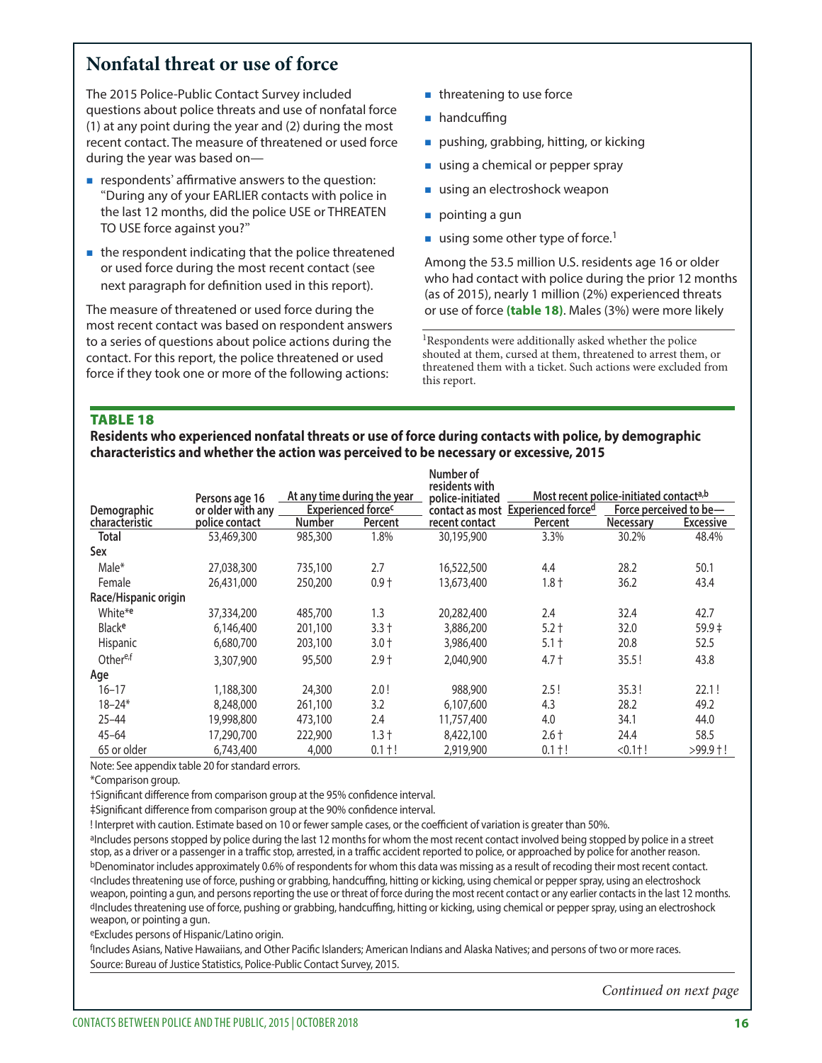## Nonfatal threat or use of force

The 2015 Police-Public Contact Survey included questions about police threats and use of nonfatal force (1) at any point during the year and (2) during the most recent contact. The measure of threatened or used force during the year was based on—

- respondents' affirmative answers to the question: "During any of your EARLIER contacts with police in the last 12 months, did the police USE or THREATEN TO USE force against you?"
- the respondent indicating that the police threatened or used force during the most recent contact (see next paragraph for definition used in this report).

The measure of threatened or used force during the most recent contact was based on respondent answers to a series of questions about police actions during the contact. For this report, the police threatened or used force if they took one or more of the following actions:

- threatening to use force
- handcuffing
- pushing, grabbing, hitting, or kicking
- using a chemical or pepper spray
- using an electroshock weapon
- pointing a gun
- using some other type of force.[1]

Among the 53.5 million U.S. residents age 16 or older who had contact with police during the prior 12 months (as of 2015), nearly 1 million (2%) experienced threats or use of force **(table 18)**. Males (3%) were more likely

[1]Respondents were additionally asked whether the police shouted at them, cursed at them, threatened to arrest them, or threatened them with a ticket. Such actions were excluded from this report.

**TABLE 18**

**Residents who experienced nonfatal threats or use of force during contacts with police, by demographic characteristics and whether the action was perceived to be necessary or excessive, 2015**

| Demographic characteristic | Persons age 16 or older with any police contact | At any time during the year — Experienced force[c] | | Number of residents with police-initiated contact as most recent contact | Most recent police-initiated contact[a,b] | | |
|---|---|---|---|---|---|---|---|
| | | Number | Percent | | Experienced force[d] Percent | Force perceived to be— Necessary | Excessive |
| **Total** | 53,469,300 | 985,300 | 1.8% | 30,195,900 | 3.3% | 30.2% | 48.4% |
| **Sex** | | | | | | | |
| Male* | 27,038,300 | 735,100 | 2.7 | 16,522,500 | 4.4 | 28.2 | 50.1 |
| Female | 26,431,000 | 250,200 | 0.9 † | 13,673,400 | 1.8 † | 36.2 | 43.4 |
| **Race/Hispanic origin** | | | | | | | |
| White*[e] | 37,334,200 | 485,700 | 1.3 | 20,282,400 | 2.4 | 32.4 | 42.7 |
| Black[e] | 6,146,400 | 201,100 | 3.3 † | 3,886,200 | 5.2 † | 32.0 | 59.9 ‡ |
| Hispanic | 6,680,700 | 203,100 | 3.0 † | 3,986,400 | 5.1 † | 20.8 | 52.5 |
| Other[e,f] | 3,307,900 | 95,500 | 2.9 † | 2,040,900 | 4.7 † | 35.5 ! | 43.8 |
| **Age** | | | | | | | |
| 16–17 | 1,188,300 | 24,300 | 2.0 ! | 988,900 | 2.5 ! | 35.3 ! | 22.1 ! |
| 18–24* | 8,248,000 | 261,100 | 3.2 | 6,107,600 | 4.3 | 28.2 | 49.2 |
| 25–44 | 19,998,800 | 473,100 | 2.4 | 11,757,400 | 4.0 | 34.1 | 44.0 |
| 45–64 | 17,290,700 | 222,900 | 1.3 † | 8,422,100 | 2.6 † | 24.4 | 58.5 |
| 65 or older | 6,743,400 | 4,000 | 0.1 † ! | 2,919,900 | 0.1 † ! | <0.1† ! | >99.9 † ! |

Note: See appendix table 20 for standard errors.

*Comparison group.

†Significant difference from comparison group at the 95% confidence interval.

‡Significant difference from comparison group at the 90% confidence interval.

! Interpret with caution. Estimate based on 10 or fewer sample cases, or the coefficient of variation is greater than 50%.

[a]Includes persons stopped by police during the last 12 months for whom the most recent contact involved being stopped by police in a street stop, as a driver or a passenger in a traffic stop, arrested, in a traffic accident reported to police, or approached by police for another reason.

[b]Denominator includes approximately 0.6% of respondents for whom this data was missing as a result of recoding their most recent contact.

[c]Includes threatening use of force, pushing or grabbing, handcuffing, hitting or kicking, using chemical or pepper spray, using an electroshock weapon, pointing a gun, and persons reporting the use or threat of force during the most recent contact or any earlier contacts in the last 12 months.

[d]Includes threatening use of force, pushing or grabbing, handcuffing, hitting or kicking, using chemical or pepper spray, using an electroshock weapon, or pointing a gun.

[e]Excludes persons of Hispanic/Latino origin.

[f]Includes Asians, Native Hawaiians, and Other Pacific Islanders; American Indians and Alaska Natives; and persons of two or more races.

Source: Bureau of Justice Statistics, Police-Public Contact Survey, 2015.

*Continued on next page*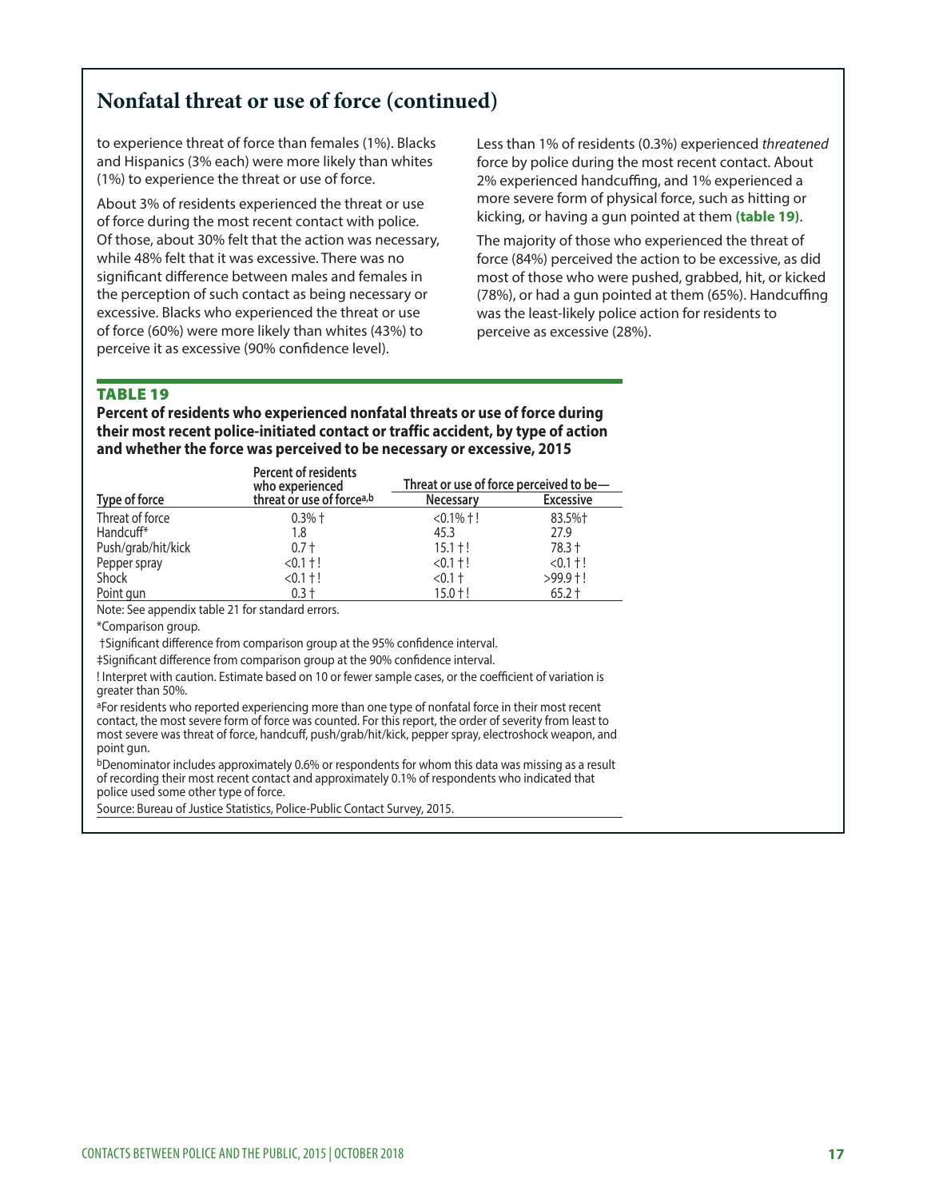## Nonfatal threat or use of force (continued)

to experience threat of force than females (1%). Blacks and Hispanics (3% each) were more likely than whites (1%) to experience the threat or use of force.

About 3% of residents experienced the threat or use of force during the most recent contact with police. Of those, about 30% felt that the action was necessary, while 48% felt that it was excessive. There was no significant difference between males and females in the perception of such contact as being necessary or excessive. Blacks who experienced the threat or use of force (60%) were more likely than whites (43%) to perceive it as excessive (90% confidence level).

Less than 1% of residents (0.3%) experienced *threatened* force by police during the most recent contact. About 2% experienced handcuffing, and 1% experienced a more severe form of physical force, such as hitting or kicking, or having a gun pointed at them **(table 19)**.

The majority of those who experienced the threat of force (84%) perceived the action to be excessive, as did most of those who were pushed, grabbed, hit, or kicked (78%), or had a gun pointed at them (65%). Handcuffing was the least-likely police action for residents to perceive as excessive (28%).

**TABLE 19**

**Percent of residents who experienced nonfatal threats or use of force during their most recent police-initiated contact or traffic accident, by type of action and whether the force was perceived to be necessary or excessive, 2015**

| Type of force | Percent of residents who experienced threat or use of force[a,b] | Threat or use of force perceived to be— Necessary | Excessive |
|---|---|---|---|
| Threat of force | 0.3% † | <0.1% † ! | 83.5%† |
| Handcuff* | 1.8 | 45.3 | 27.9 |
| Push/grab/hit/kick | 0.7 † | 15.1 † ! | 78.3 † |
| Pepper spray | <0.1 † ! | <0.1 † ! | <0.1 † ! |
| Shock | <0.1 † ! | <0.1 † | >99.9 † ! |
| Point gun | 0.3 † | 15.0 † ! | 65.2 † |

Note: See appendix table 21 for standard errors.

*Comparison group.

†Significant difference from comparison group at the 95% confidence interval.

‡Significant difference from comparison group at the 90% confidence interval.

! Interpret with caution. Estimate based on 10 or fewer sample cases, or the coefficient of variation is greater than 50%.

[a]For residents who reported experiencing more than one type of nonfatal force in their most recent contact, the most severe form of force was counted. For this report, the order of severity from least to most severe was threat of force, handcuff, push/grab/hit/kick, pepper spray, electroshock weapon, and point gun.

[b]Denominator includes approximately 0.6% or respondents for whom this data was missing as a result of recording their most recent contact and approximately 0.1% of respondents who indicated that police used some other type of force.

Source: Bureau of Justice Statistics, Police-Public Contact Survey, 2015.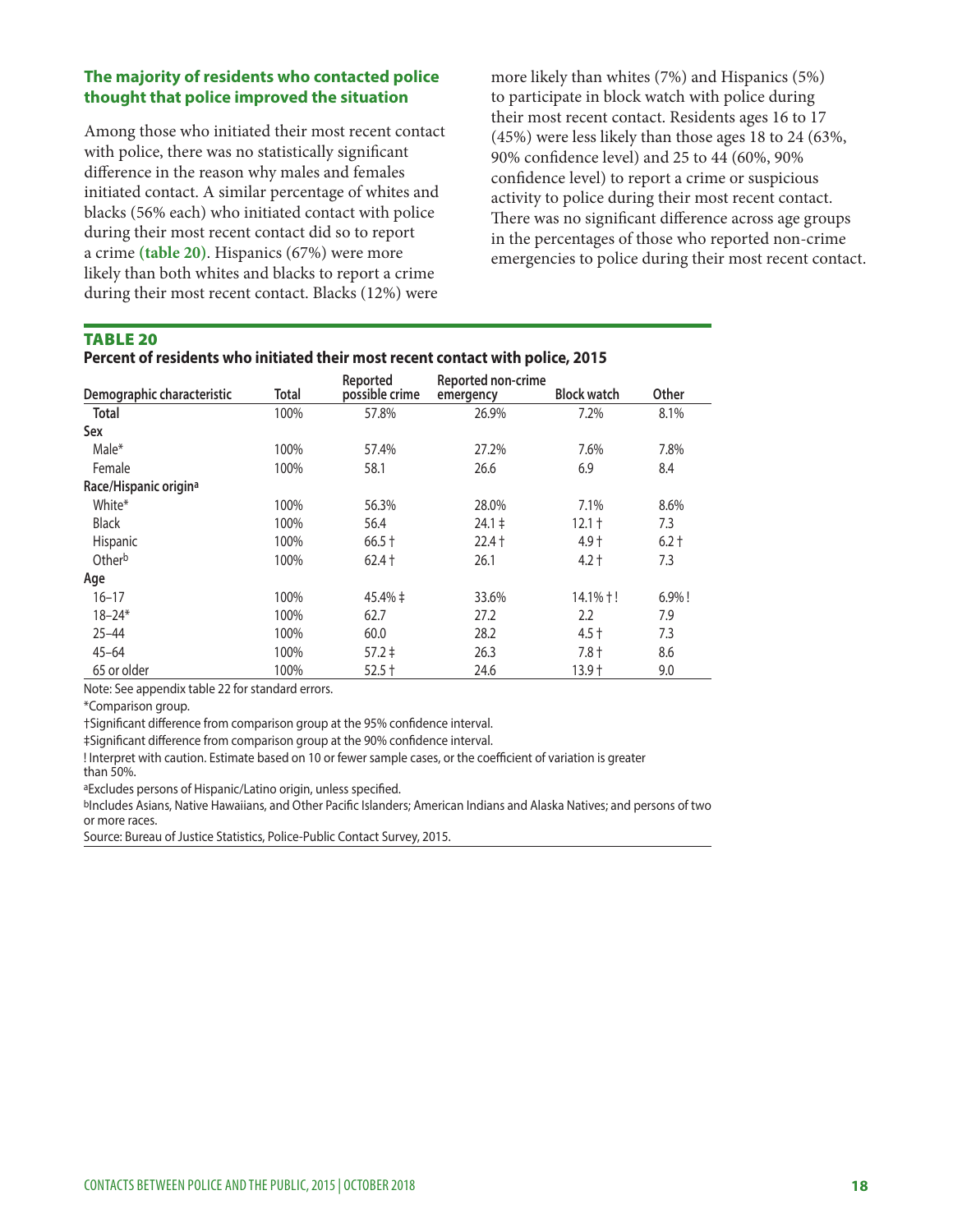### The majority of residents who contacted police thought that police improved the situation

Among those who initiated their most recent contact with police, there was no statistically significant difference in the reason why males and females initiated contact. A similar percentage of whites and blacks (56% each) who initiated contact with police during their most recent contact did so to report a crime **(table 20)**. Hispanics (67%) were more likely than both whites and blacks to report a crime during their most recent contact. Blacks (12%) were more likely than whites (7%) and Hispanics (5%) to participate in block watch with police during their most recent contact. Residents ages 16 to 17 (45%) were less likely than those ages 18 to 24 (63%, 90% confidence level) and 25 to 44 (60%, 90% confidence level) to report a crime or suspicious activity to police during their most recent contact. There was no significant difference across age groups in the percentages of those who reported non-crime emergencies to police during their most recent contact.

**TABLE 20**

**Percent of residents who initiated their most recent contact with police, 2015**

| Demographic characteristic | Total | Reported possible crime | Reported non-crime emergency | Block watch | Other |
|---|---|---|---|---|---|
| **Total** | 100% | 57.8% | 26.9% | 7.2% | 8.1% |
| **Sex** | | | | | |
| Male* | 100% | 57.4% | 27.2% | 7.6% | 7.8% |
| Female | 100% | 58.1 | 26.6 | 6.9 | 8.4 |
| **Race/Hispanic origin[a]** | | | | | |
| White* | 100% | 56.3% | 28.0% | 7.1% | 8.6% |
| Black | 100% | 56.4 | 24.1 ‡ | 12.1 † | 7.3 |
| Hispanic | 100% | 66.5 † | 22.4 † | 4.9 † | 6.2 † |
| Other[b] | 100% | 62.4 † | 26.1 | 4.2 † | 7.3 |
| **Age** | | | | | |
| 16–17 | 100% | 45.4% ‡ | 33.6% | 14.1% † ! | 6.9% ! |
| 18–24* | 100% | 62.7 | 27.2 | 2.2 | 7.9 |
| 25–44 | 100% | 60.0 | 28.2 | 4.5 † | 7.3 |
| 45–64 | 100% | 57.2 ‡ | 26.3 | 7.8 † | 8.6 |
| 65 or older | 100% | 52.5 † | 24.6 | 13.9 † | 9.0 |

Note: See appendix table 22 for standard errors.

*Comparison group.

†Significant difference from comparison group at the 95% confidence interval.

‡Significant difference from comparison group at the 90% confidence interval.

! Interpret with caution. Estimate based on 10 or fewer sample cases, or the coefficient of variation is greater than 50%.

[a]Excludes persons of Hispanic/Latino origin, unless specified.

[b]Includes Asians, Native Hawaiians, and Other Pacific Islanders; American Indians and Alaska Natives; and persons of two or more races.

Source: Bureau of Justice Statistics, Police-Public Contact Survey, 2015.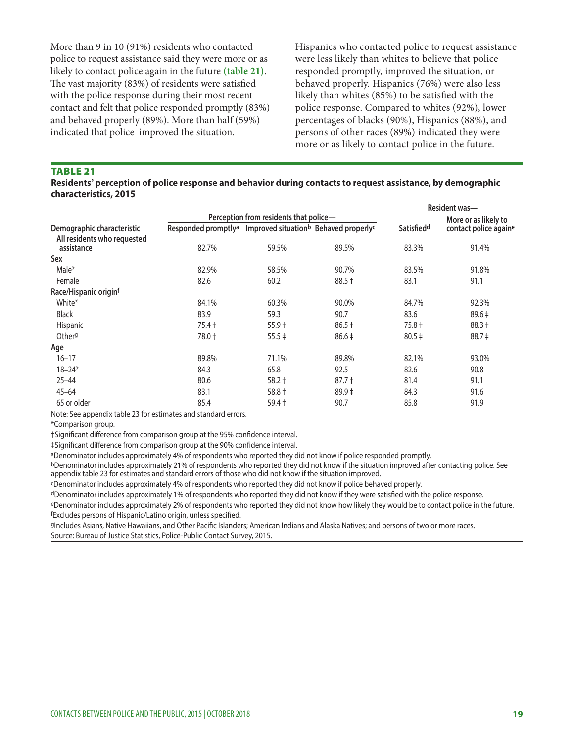More than 9 in 10 (91%) residents who contacted police to request assistance said they were more or as likely to contact police again in the future (**table 21**). The vast majority (83%) of residents were satisfied with the police response during their most recent contact and felt that police responded promptly (83%) and behaved properly (89%). More than half (59%) indicated that police improved the situation.

Hispanics who contacted police to request assistance were less likely than whites to believe that police responded promptly, improved the situation, or behaved properly. Hispanics (76%) were also less likely than whites (85%) to be satisfied with the police response. Compared to whites (92%), lower percentages of blacks (90%), Hispanics (88%), and persons of other races (89%) indicated they were more or as likely to contact police in the future.

### TABLE 21

**Residents' perception of police response and behavior during contacts to request assistance, by demographic characteristics, 2015**

| | Perception from residents that police— | | | Resident was— | |
|---|---|---|---|---|---|
| Demographic characteristic | Responded promptly[a] | Improved situation[b] | Behaved properly[c] | Satisfied[d] | More or as likely to contact police again[e] |
| All residents who requested assistance | 82.7% | 59.5% | 89.5% | 83.3% | 91.4% |
| **Sex** | | | | | |
| Male* | 82.9% | 58.5% | 90.7% | 83.5% | 91.8% |
| Female | 82.6 | 60.2 | 88.5 † | 83.1 | 91.1 |
| **Race/Hispanic origin[f]** | | | | | |
| White* | 84.1% | 60.3% | 90.0% | 84.7% | 92.3% |
| Black | 83.9 | 59.3 | 90.7 | 83.6 | 89.6 ‡ |
| Hispanic | 75.4 † | 55.9 † | 86.5 † | 75.8 † | 88.3 † |
| Other[g] | 78.0 † | 55.5 ‡ | 86.6 ‡ | 80.5 ‡ | 88.7 ‡ |
| **Age** | | | | | |
| 16–17 | 89.8% | 71.1% | 89.8% | 82.1% | 93.0% |
| 18–24* | 84.3 | 65.8 | 92.5 | 82.6 | 90.8 |
| 25–44 | 80.6 | 58.2 † | 87.7 † | 81.4 | 91.1 |
| 45–64 | 83.1 | 58.8 † | 89.9 ‡ | 84.3 | 91.6 |
| 65 or older | 85.4 | 59.4 † | 90.7 | 85.8 | 91.9 |

Note: See appendix table 23 for estimates and standard errors.

*Comparison group.

†Significant difference from comparison group at the 95% confidence interval.

‡Significant difference from comparison group at the 90% confidence interval.

[a]Denominator includes approximately 4% of respondents who reported they did not know if police responded promptly.

[b]Denominator includes approximately 21% of respondents who reported they did not know if the situation improved after contacting police. See appendix table 23 for estimates and standard errors of those who did not know if the situation improved.

[c]Denominator includes approximately 4% of respondents who reported they did not know if police behaved properly.

[d]Denominator includes approximately 1% of respondents who reported they did not know if they were satisfied with the police response.

[e]Denominator includes approximately 2% of respondents who reported they did not know how likely they would be to contact police in the future.

[f]Excludes persons of Hispanic/Latino origin, unless specified.

[g]Includes Asians, Native Hawaiians, and Other Pacific Islanders; American Indians and Alaska Natives; and persons of two or more races.

Source: Bureau of Justice Statistics, Police-Public Contact Survey, 2015.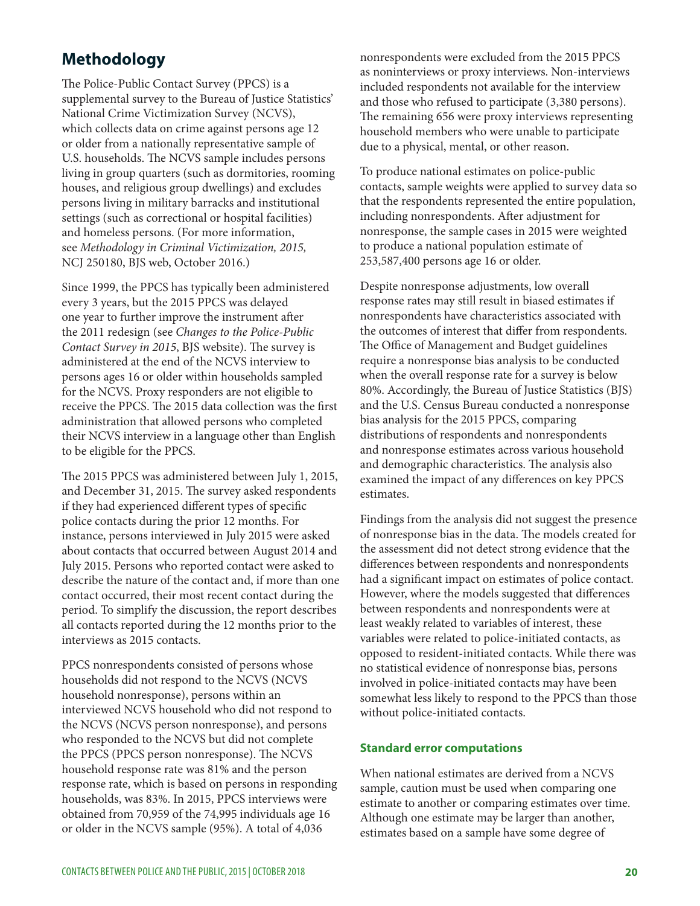## Methodology

The Police-Public Contact Survey (PPCS) is a supplemental survey to the Bureau of Justice Statistics' National Crime Victimization Survey (NCVS), which collects data on crime against persons age 12 or older from a nationally representative sample of U.S. households. The NCVS sample includes persons living in group quarters (such as dormitories, rooming houses, and religious group dwellings) and excludes persons living in military barracks and institutional settings (such as correctional or hospital facilities) and homeless persons. (For more information, see *Methodology in Criminal Victimization, 2015,* NCJ 250180, BJS web, October 2016.)

Since 1999, the PPCS has typically been administered every 3 years, but the 2015 PPCS was delayed one year to further improve the instrument after the 2011 redesign (see *Changes to the Police-Public Contact Survey in 2015*, BJS website). The survey is administered at the end of the NCVS interview to persons ages 16 or older within households sampled for the NCVS. Proxy responders are not eligible to receive the PPCS. The 2015 data collection was the first administration that allowed persons who completed their NCVS interview in a language other than English to be eligible for the PPCS.

The 2015 PPCS was administered between July 1, 2015, and December 31, 2015. The survey asked respondents if they had experienced different types of specific police contacts during the prior 12 months. For instance, persons interviewed in July 2015 were asked about contacts that occurred between August 2014 and July 2015. Persons who reported contact were asked to describe the nature of the contact and, if more than one contact occurred, their most recent contact during the period. To simplify the discussion, the report describes all contacts reported during the 12 months prior to the interviews as 2015 contacts.

PPCS nonrespondents consisted of persons whose households did not respond to the NCVS (NCVS household nonresponse), persons within an interviewed NCVS household who did not respond to the NCVS (NCVS person nonresponse), and persons who responded to the NCVS but did not complete the PPCS (PPCS person nonresponse). The NCVS household response rate was 81% and the person response rate, which is based on persons in responding households, was 83%. In 2015, PPCS interviews were obtained from 70,959 of the 74,995 individuals age 16 or older in the NCVS sample (95%). A total of 4,036 nonrespondents were excluded from the 2015 PPCS as noninterviews or proxy interviews. Non-interviews included respondents not available for the interview and those who refused to participate (3,380 persons). The remaining 656 were proxy interviews representing household members who were unable to participate due to a physical, mental, or other reason.

To produce national estimates on police-public contacts, sample weights were applied to survey data so that the respondents represented the entire population, including nonrespondents. After adjustment for nonresponse, the sample cases in 2015 were weighted to produce a national population estimate of 253,587,400 persons age 16 or older.

Despite nonresponse adjustments, low overall response rates may still result in biased estimates if nonrespondents have characteristics associated with the outcomes of interest that differ from respondents. The Office of Management and Budget guidelines require a nonresponse bias analysis to be conducted when the overall response rate for a survey is below 80%. Accordingly, the Bureau of Justice Statistics (BJS) and the U.S. Census Bureau conducted a nonresponse bias analysis for the 2015 PPCS, comparing distributions of respondents and nonrespondents and nonresponse estimates across various household and demographic characteristics. The analysis also examined the impact of any differences on key PPCS estimates.

Findings from the analysis did not suggest the presence of nonresponse bias in the data. The models created for the assessment did not detect strong evidence that the differences between respondents and nonrespondents had a significant impact on estimates of police contact. However, where the models suggested that differences between respondents and nonrespondents were at least weakly related to variables of interest, these variables were related to police-initiated contacts, as opposed to resident-initiated contacts. While there was no statistical evidence of nonresponse bias, persons involved in police-initiated contacts may have been somewhat less likely to respond to the PPCS than those without police-initiated contacts.

### Standard error computations

When national estimates are derived from a NCVS sample, caution must be used when comparing one estimate to another or comparing estimates over time. Although one estimate may be larger than another, estimates based on a sample have some degree of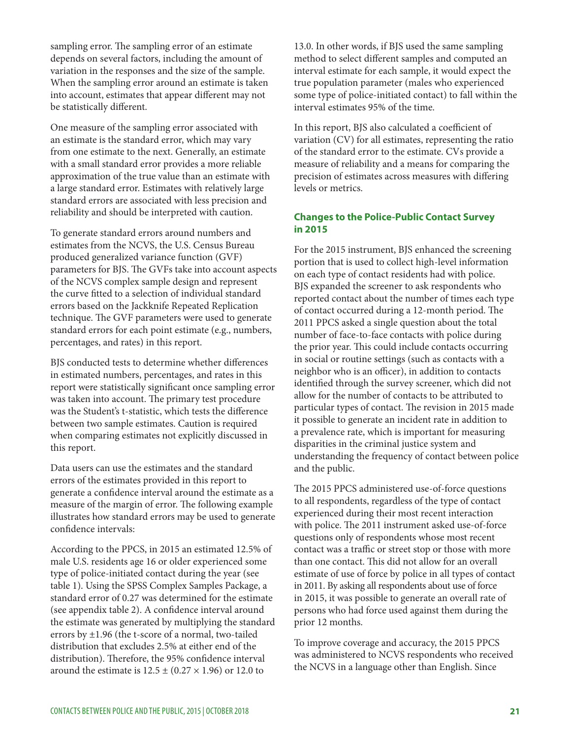sampling error. The sampling error of an estimate depends on several factors, including the amount of variation in the responses and the size of the sample. When the sampling error around an estimate is taken into account, estimates that appear different may not be statistically different.

One measure of the sampling error associated with an estimate is the standard error, which may vary from one estimate to the next. Generally, an estimate with a small standard error provides a more reliable approximation of the true value than an estimate with a large standard error. Estimates with relatively large standard errors are associated with less precision and reliability and should be interpreted with caution.

To generate standard errors around numbers and estimates from the NCVS, the U.S. Census Bureau produced generalized variance function (GVF) parameters for BJS. The GVFs take into account aspects of the NCVS complex sample design and represent the curve fitted to a selection of individual standard errors based on the Jackknife Repeated Replication technique. The GVF parameters were used to generate standard errors for each point estimate (e.g., numbers, percentages, and rates) in this report.

BJS conducted tests to determine whether differences in estimated numbers, percentages, and rates in this report were statistically significant once sampling error was taken into account. The primary test procedure was the Student's t-statistic, which tests the difference between two sample estimates. Caution is required when comparing estimates not explicitly discussed in this report.

Data users can use the estimates and the standard errors of the estimates provided in this report to generate a confidence interval around the estimate as a measure of the margin of error. The following example illustrates how standard errors may be used to generate confidence intervals:

According to the PPCS, in 2015 an estimated 12.5% of male U.S. residents age 16 or older experienced some type of police-initiated contact during the year (see table 1). Using the SPSS Complex Samples Package, a standard error of 0.27 was determined for the estimate (see appendix table 2). A confidence interval around the estimate was generated by multiplying the standard errors by ±1.96 (the t-score of a normal, two-tailed distribution that excludes 2.5% at either end of the distribution). Therefore, the 95% confidence interval around the estimate is $12.5 \pm (0.27 \times 1.96)$ or 12.0 to 13.0. In other words, if BJS used the same sampling method to select different samples and computed an interval estimate for each sample, it would expect the true population parameter (males who experienced some type of police-initiated contact) to fall within the interval estimates 95% of the time.

In this report, BJS also calculated a coefficient of variation (CV) for all estimates, representing the ratio of the standard error to the estimate. CVs provide a measure of reliability and a means for comparing the precision of estimates across measures with differing levels or metrics.

### Changes to the Police-Public Contact Survey in 2015

For the 2015 instrument, BJS enhanced the screening portion that is used to collect high-level information on each type of contact residents had with police. BJS expanded the screener to ask respondents who reported contact about the number of times each type of contact occurred during a 12-month period. The 2011 PPCS asked a single question about the total number of face-to-face contacts with police during the prior year. This could include contacts occurring in social or routine settings (such as contacts with a neighbor who is an officer), in addition to contacts identified through the survey screener, which did not allow for the number of contacts to be attributed to particular types of contact. The revision in 2015 made it possible to generate an incident rate in addition to a prevalence rate, which is important for measuring disparities in the criminal justice system and understanding the frequency of contact between police and the public.

The 2015 PPCS administered use-of-force questions to all respondents, regardless of the type of contact experienced during their most recent interaction with police. The 2011 instrument asked use-of-force questions only of respondents whose most recent contact was a traffic or street stop or those with more than one contact. This did not allow for an overall estimate of use of force by police in all types of contact in 2011. By asking all respondents about use of force in 2015, it was possible to generate an overall rate of persons who had force used against them during the prior 12 months.

To improve coverage and accuracy, the 2015 PPCS was administered to NCVS respondents who received the NCVS in a language other than English. Since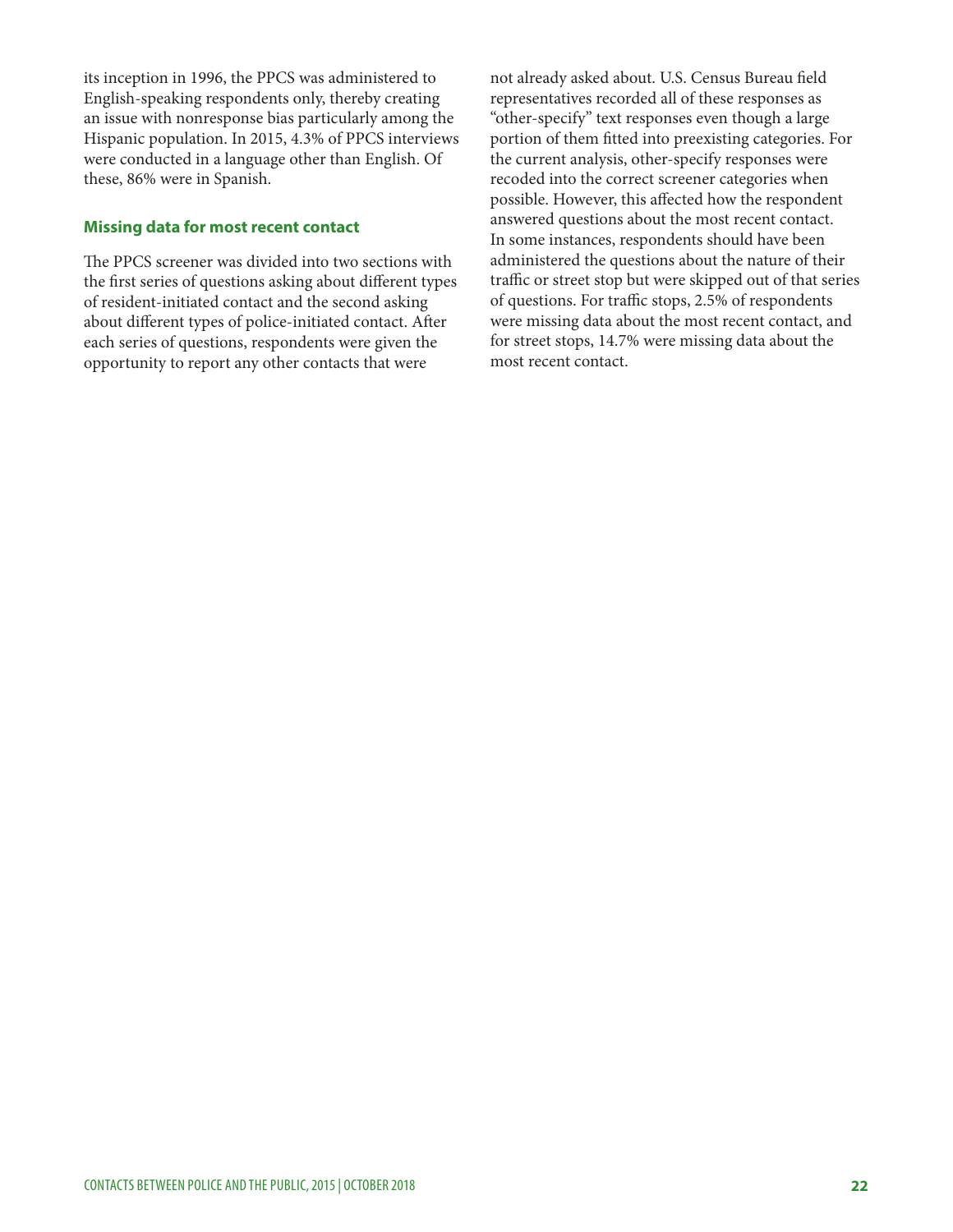its inception in 1996, the PPCS was administered to English-speaking respondents only, thereby creating an issue with nonresponse bias particularly among the Hispanic population. In 2015, 4.3% of PPCS interviews were conducted in a language other than English. Of these, 86% were in Spanish.

### Missing data for most recent contact

The PPCS screener was divided into two sections with the first series of questions asking about different types of resident-initiated contact and the second asking about different types of police-initiated contact. After each series of questions, respondents were given the opportunity to report any other contacts that were not already asked about. U.S. Census Bureau field representatives recorded all of these responses as "other-specify" text responses even though a large portion of them fitted into preexisting categories. For the current analysis, other-specify responses were recoded into the correct screener categories when possible. However, this affected how the respondent answered questions about the most recent contact. In some instances, respondents should have been administered the questions about the nature of their traffic or street stop but were skipped out of that series of questions. For traffic stops, 2.5% of respondents were missing data about the most recent contact, and for street stops, 14.7% were missing data about the most recent contact.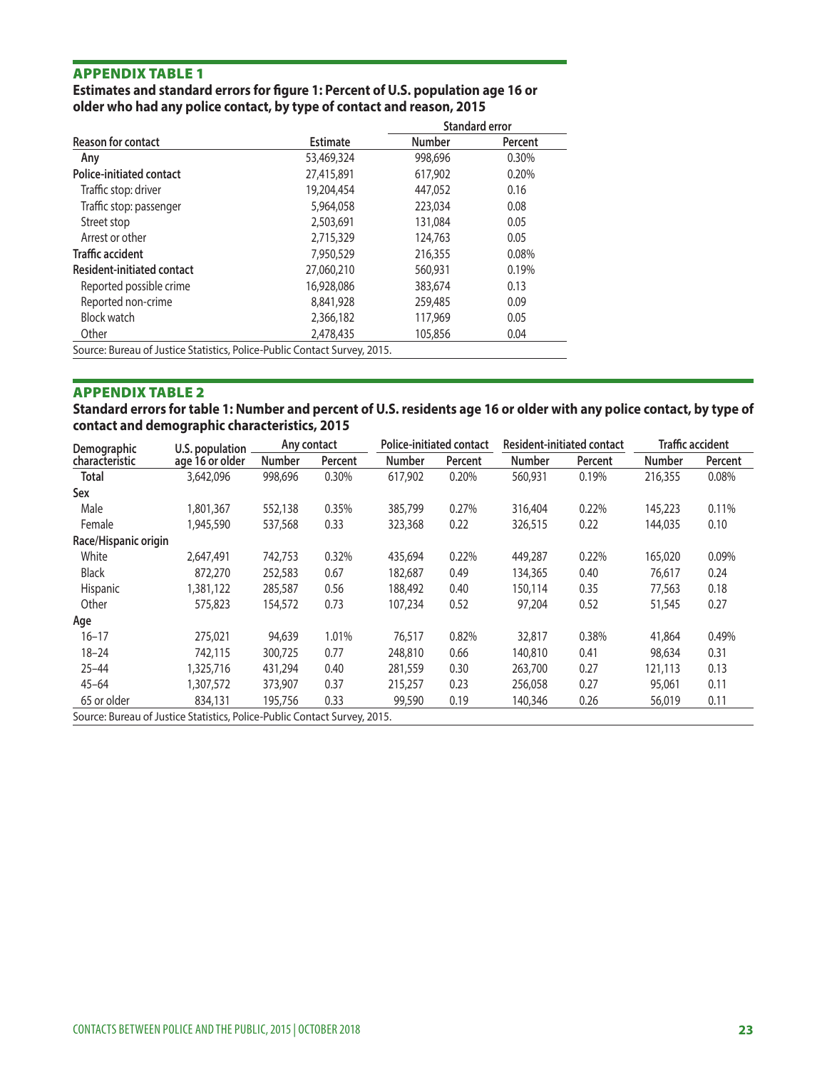## APPENDIX TABLE 1

**Estimates and standard errors for figure 1: Percent of U.S. population age 16 or older who had any police contact, by type of contact and reason, 2015**

| Reason for contact | Estimate | Standard error | |
|---|---|---|---|
| | | Number | Percent |
| **Any** | 53,469,324 | 998,696 | 0.30% |
| **Police-initiated contact** | 27,415,891 | 617,902 | 0.20% |
| Traffic stop: driver | 19,204,454 | 447,052 | 0.16 |
| Traffic stop: passenger | 5,964,058 | 223,034 | 0.08 |
| Street stop | 2,503,691 | 131,084 | 0.05 |
| Arrest or other | 2,715,329 | 124,763 | 0.05 |
| **Traffic accident** | 7,950,529 | 216,355 | 0.08% |
| **Resident-initiated contact** | 27,060,210 | 560,931 | 0.19% |
| Reported possible crime | 16,928,086 | 383,674 | 0.13 |
| Reported non-crime | 8,841,928 | 259,485 | 0.09 |
| Block watch | 2,366,182 | 117,969 | 0.05 |
| Other | 2,478,435 | 105,856 | 0.04 |

Source: Bureau of Justice Statistics, Police-Public Contact Survey, 2015.

## APPENDIX TABLE 2

**Standard errors for table 1: Number and percent of U.S. residents age 16 or older with any police contact, by type of contact and demographic characteristics, 2015**

| Demographic characteristic | U.S. population age 16 or older | Any contact | | Police-initiated contact | | Resident-initiated contact | | Traffic accident | |
|---|---|---|---|---|---|---|---|---|---|
| | | Number | Percent | Number | Percent | Number | Percent | Number | Percent |
| **Total** | 3,642,096 | 998,696 | 0.30% | 617,902 | 0.20% | 560,931 | 0.19% | 216,355 | 0.08% |
| **Sex** | | | | | | | | | |
| Male | 1,801,367 | 552,138 | 0.35% | 385,799 | 0.27% | 316,404 | 0.22% | 145,223 | 0.11% |
| Female | 1,945,590 | 537,568 | 0.33 | 323,368 | 0.22 | 326,515 | 0.22 | 144,035 | 0.10 |
| **Race/Hispanic origin** | | | | | | | | | |
| White | 2,647,491 | 742,753 | 0.32% | 435,694 | 0.22% | 449,287 | 0.22% | 165,020 | 0.09% |
| Black | 872,270 | 252,583 | 0.67 | 182,687 | 0.49 | 134,365 | 0.40 | 76,617 | 0.24 |
| Hispanic | 1,381,122 | 285,587 | 0.56 | 188,492 | 0.40 | 150,114 | 0.35 | 77,563 | 0.18 |
| Other | 575,823 | 154,572 | 0.73 | 107,234 | 0.52 | 97,204 | 0.52 | 51,545 | 0.27 |
| **Age** | | | | | | | | | |
| 16–17 | 275,021 | 94,639 | 1.01% | 76,517 | 0.82% | 32,817 | 0.38% | 41,864 | 0.49% |
| 18–24 | 742,115 | 300,725 | 0.77 | 248,810 | 0.66 | 140,810 | 0.41 | 98,634 | 0.31 |
| 25–44 | 1,325,716 | 431,294 | 0.40 | 281,559 | 0.30 | 263,700 | 0.27 | 121,113 | 0.13 |
| 45–64 | 1,307,572 | 373,907 | 0.37 | 215,257 | 0.23 | 256,058 | 0.27 | 95,061 | 0.11 |
| 65 or older | 834,131 | 195,756 | 0.33 | 99,590 | 0.19 | 140,346 | 0.26 | 56,019 | 0.11 |

Source: Bureau of Justice Statistics, Police-Public Contact Survey, 2015.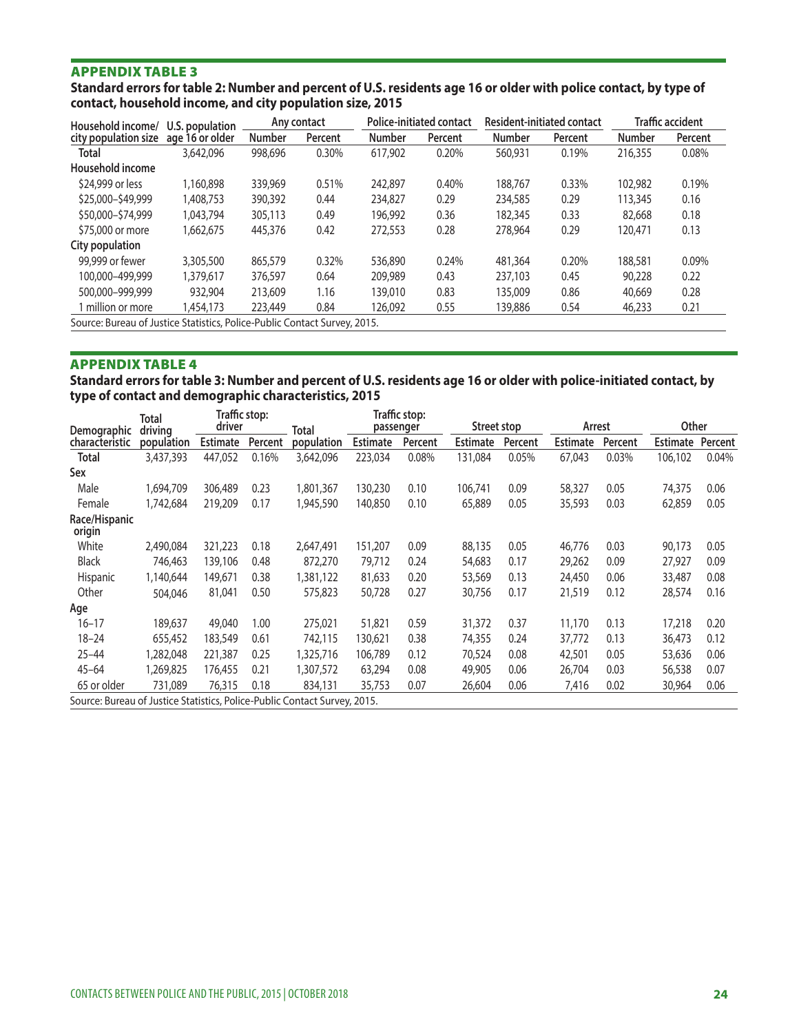## APPENDIX TABLE 3

**Standard errors for table 2: Number and percent of U.S. residents age 16 or older with police contact, by type of contact, household income, and city population size, 2015**

| Household income/ city population size | U.S. population age 16 or older | Any contact | | Police-initiated contact | | Resident-initiated contact | | Traffic accident | |
|---|---|---|---|---|---|---|---|---|---|
| | | Number | Percent | Number | Percent | Number | Percent | Number | Percent |
| **Total** | 3,642,096 | 998,696 | 0.30% | 617,902 | 0.20% | 560,931 | 0.19% | 216,355 | 0.08% |
| **Household income** | | | | | | | | | |
| $24,999 or less | 1,160,898 | 339,969 | 0.51% | 242,897 | 0.40% | 188,767 | 0.33% | 102,982 | 0.19% |
| $25,000–$49,999 | 1,408,753 | 390,392 | 0.44 | 234,827 | 0.29 | 234,585 | 0.29 | 113,345 | 0.16 |
| $50,000–$74,999 | 1,043,794 | 305,113 | 0.49 | 196,992 | 0.36 | 182,345 | 0.33 | 82,668 | 0.18 |
| $75,000 or more | 1,662,675 | 445,376 | 0.42 | 272,553 | 0.28 | 278,964 | 0.29 | 120,471 | 0.13 |
| **City population** | | | | | | | | | |
| 99,999 or fewer | 3,305,500 | 865,579 | 0.32% | 536,890 | 0.24% | 481,364 | 0.20% | 188,581 | 0.09% |
| 100,000–499,999 | 1,379,617 | 376,597 | 0.64 | 209,989 | 0.43 | 237,103 | 0.45 | 90,228 | 0.22 |
| 500,000–999,999 | 932,904 | 213,609 | 1.16 | 139,010 | 0.83 | 135,009 | 0.86 | 40,669 | 0.28 |
| 1 million or more | 1,454,173 | 223,449 | 0.84 | 126,092 | 0.55 | 139,886 | 0.54 | 46,233 | 0.21 |

Source: Bureau of Justice Statistics, Police-Public Contact Survey, 2015.

## APPENDIX TABLE 4

**Standard errors for table 3: Number and percent of U.S. residents age 16 or older with police-initiated contact, by type of contact and demographic characteristics, 2015**

| Demographic characteristic | Total driving population | Traffic stop: driver | | Total population | Traffic stop: passenger | | Street stop | | Arrest | | Other | |
|---|---|---|---|---|---|---|---|---|---|---|---|---|
| | | Estimate | Percent | | Estimate | Percent | Estimate | Percent | Estimate | Percent | Estimate | Percent |
| **Total** | 3,437,393 | 447,052 | 0.16% | 3,642,096 | 223,034 | 0.08% | 131,084 | 0.05% | 67,043 | 0.03% | 106,102 | 0.04% |
| **Sex** | | | | | | | | | | | | |
| Male | 1,694,709 | 306,489 | 0.23 | 1,801,367 | 130,230 | 0.10 | 106,741 | 0.09 | 58,327 | 0.05 | 74,375 | 0.06 |
| Female | 1,742,684 | 219,209 | 0.17 | 1,945,590 | 140,850 | 0.10 | 65,889 | 0.05 | 35,593 | 0.03 | 62,859 | 0.05 |
| **Race/Hispanic origin** | | | | | | | | | | | | |
| White | 2,490,084 | 321,223 | 0.18 | 2,647,491 | 151,207 | 0.09 | 88,135 | 0.05 | 46,776 | 0.03 | 90,173 | 0.05 |
| Black | 746,463 | 139,106 | 0.48 | 872,270 | 79,712 | 0.24 | 54,683 | 0.17 | 29,262 | 0.09 | 27,927 | 0.09 |
| Hispanic | 1,140,644 | 149,671 | 0.38 | 1,381,122 | 81,633 | 0.20 | 53,569 | 0.13 | 24,450 | 0.06 | 33,487 | 0.08 |
| Other | 504,046 | 81,041 | 0.50 | 575,823 | 50,728 | 0.27 | 30,756 | 0.17 | 21,519 | 0.12 | 28,574 | 0.16 |
| **Age** | | | | | | | | | | | | |
| 16–17 | 189,637 | 49,040 | 1.00 | 275,021 | 51,821 | 0.59 | 31,372 | 0.37 | 11,170 | 0.13 | 17,218 | 0.20 |
| 18–24 | 655,452 | 183,549 | 0.61 | 742,115 | 130,621 | 0.38 | 74,355 | 0.24 | 37,772 | 0.13 | 36,473 | 0.12 |
| 25–44 | 1,282,048 | 221,387 | 0.25 | 1,325,716 | 106,789 | 0.12 | 70,524 | 0.08 | 42,501 | 0.05 | 53,636 | 0.06 |
| 45–64 | 1,269,825 | 176,455 | 0.21 | 1,307,572 | 63,294 | 0.08 | 49,905 | 0.06 | 26,704 | 0.03 | 56,538 | 0.07 |
| 65 or older | 731,089 | 76,315 | 0.18 | 834,131 | 35,753 | 0.07 | 26,604 | 0.06 | 7,416 | 0.02 | 30,964 | 0.06 |

Source: Bureau of Justice Statistics, Police-Public Contact Survey, 2015.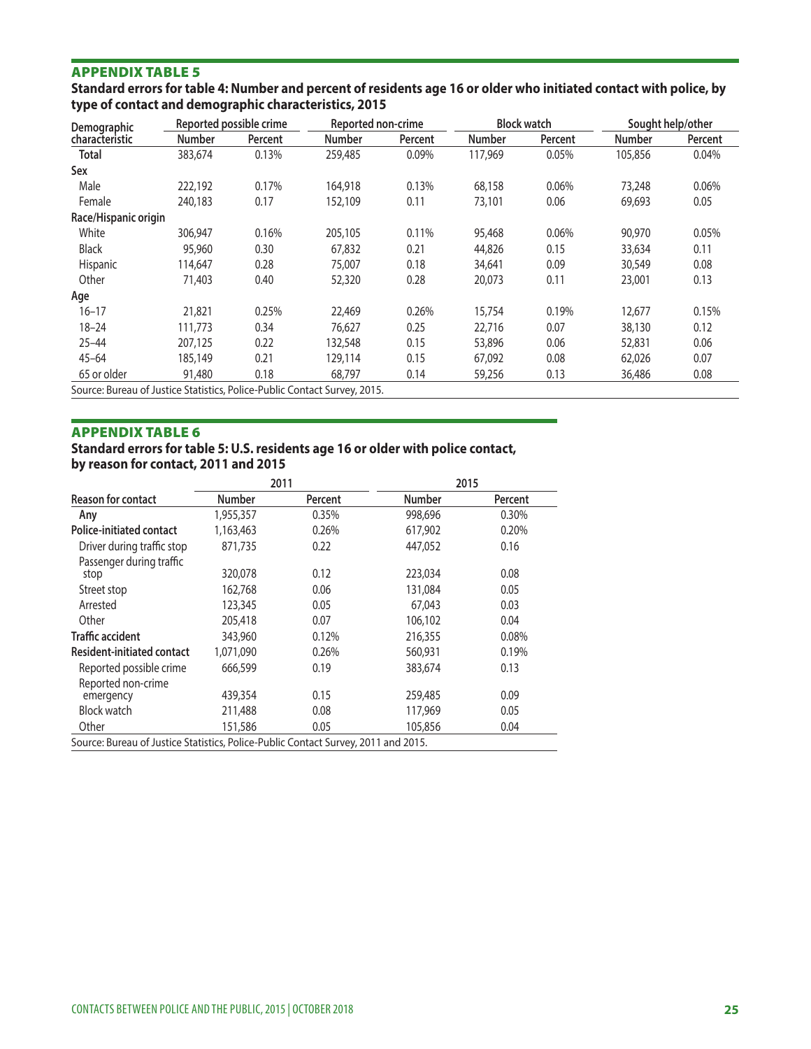## APPENDIX TABLE 5

**Standard errors for table 4: Number and percent of residents age 16 or older who initiated contact with police, by type of contact and demographic characteristics, 2015**

| Demographic characteristic | Reported possible crime | | Reported non-crime | | Block watch | | Sought help/other | |
|---|---|---|---|---|---|---|---|---|
| | Number | Percent | Number | Percent | Number | Percent | Number | Percent |
| **Total** | 383,674 | 0.13% | 259,485 | 0.09% | 117,969 | 0.05% | 105,856 | 0.04% |
| **Sex** | | | | | | | | |
| Male | 222,192 | 0.17% | 164,918 | 0.13% | 68,158 | 0.06% | 73,248 | 0.06% |
| Female | 240,183 | 0.17 | 152,109 | 0.11 | 73,101 | 0.06 | 69,693 | 0.05 |
| **Race/Hispanic origin** | | | | | | | | |
| White | 306,947 | 0.16% | 205,105 | 0.11% | 95,468 | 0.06% | 90,970 | 0.05% |
| Black | 95,960 | 0.30 | 67,832 | 0.21 | 44,826 | 0.15 | 33,634 | 0.11 |
| Hispanic | 114,647 | 0.28 | 75,007 | 0.18 | 34,641 | 0.09 | 30,549 | 0.08 |
| Other | 71,403 | 0.40 | 52,320 | 0.28 | 20,073 | 0.11 | 23,001 | 0.13 |
| **Age** | | | | | | | | |
| 16–17 | 21,821 | 0.25% | 22,469 | 0.26% | 15,754 | 0.19% | 12,677 | 0.15% |
| 18–24 | 111,773 | 0.34 | 76,627 | 0.25 | 22,716 | 0.07 | 38,130 | 0.12 |
| 25–44 | 207,125 | 0.22 | 132,548 | 0.15 | 53,896 | 0.06 | 52,831 | 0.06 |
| 45–64 | 185,149 | 0.21 | 129,114 | 0.15 | 67,092 | 0.08 | 62,026 | 0.07 |
| 65 or older | 91,480 | 0.18 | 68,797 | 0.14 | 59,256 | 0.13 | 36,486 | 0.08 |

Source: Bureau of Justice Statistics, Police-Public Contact Survey, 2015.

## APPENDIX TABLE 6

**Standard errors for table 5: U.S. residents age 16 or older with police contact, by reason for contact, 2011 and 2015**

| Reason for contact | 2011 | | 2015 | |
|---|---|---|---|---|
| | Number | Percent | Number | Percent |
| **Any** | 1,955,357 | 0.35% | 998,696 | 0.30% |
| **Police-initiated contact** | 1,163,463 | 0.26% | 617,902 | 0.20% |
| Driver during traffic stop | 871,735 | 0.22 | 447,052 | 0.16 |
| Passenger during traffic stop | 320,078 | 0.12 | 223,034 | 0.08 |
| Street stop | 162,768 | 0.06 | 131,084 | 0.05 |
| Arrested | 123,345 | 0.05 | 67,043 | 0.03 |
| Other | 205,418 | 0.07 | 106,102 | 0.04 |
| **Traffic accident** | 343,960 | 0.12% | 216,355 | 0.08% |
| **Resident-initiated contact** | 1,071,090 | 0.26% | 560,931 | 0.19% |
| Reported possible crime | 666,599 | 0.19 | 383,674 | 0.13 |
| Reported non-crime emergency | 439,354 | 0.15 | 259,485 | 0.09 |
| Block watch | 211,488 | 0.08 | 117,969 | 0.05 |
| Other | 151,586 | 0.05 | 105,856 | 0.04 |

Source: Bureau of Justice Statistics, Police-Public Contact Survey, 2011 and 2015.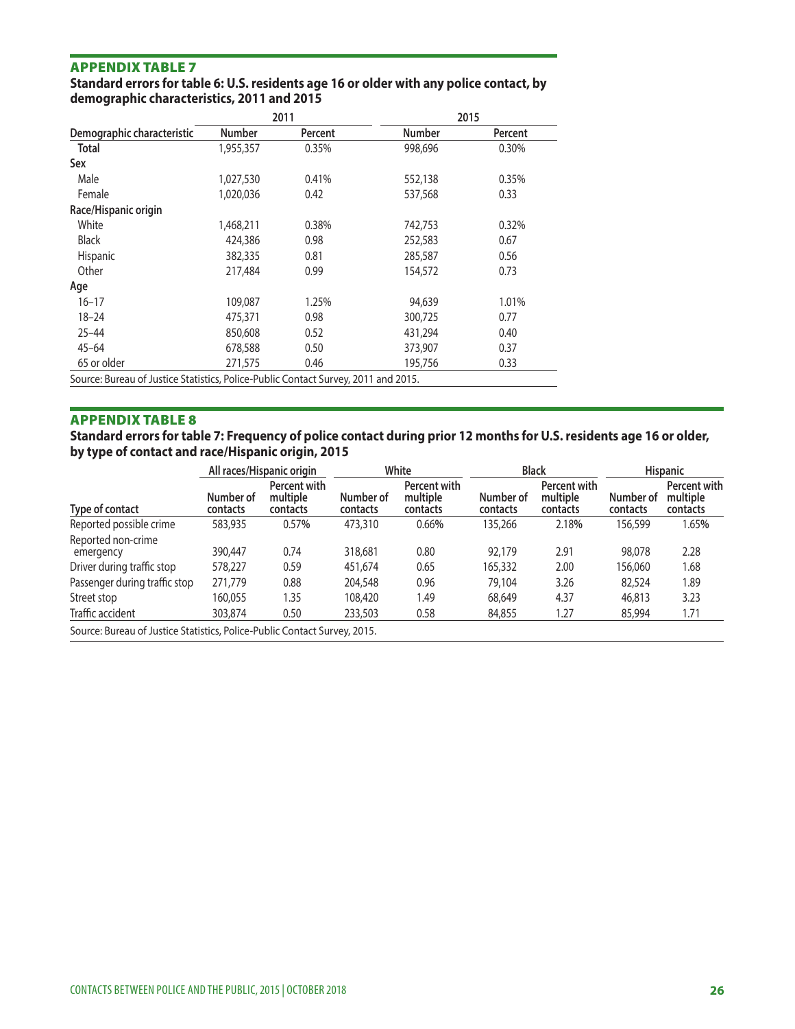## APPENDIX TABLE 7

**Standard errors for table 6: U.S. residents age 16 or older with any police contact, by demographic characteristics, 2011 and 2015**

| | 2011 | | 2015 | |
|---|---|---|---|---|
| Demographic characteristic | Number | Percent | Number | Percent |
| **Total** | 1,955,357 | 0.35% | 998,696 | 0.30% |
| **Sex** | | | | |
| Male | 1,027,530 | 0.41% | 552,138 | 0.35% |
| Female | 1,020,036 | 0.42 | 537,568 | 0.33 |
| **Race/Hispanic origin** | | | | |
| White | 1,468,211 | 0.38% | 742,753 | 0.32% |
| Black | 424,386 | 0.98 | 252,583 | 0.67 |
| Hispanic | 382,335 | 0.81 | 285,587 | 0.56 |
| Other | 217,484 | 0.99 | 154,572 | 0.73 |
| **Age** | | | | |
| 16–17 | 109,087 | 1.25% | 94,639 | 1.01% |
| 18–24 | 475,371 | 0.98 | 300,725 | 0.77 |
| 25–44 | 850,608 | 0.52 | 431,294 | 0.40 |
| 45–64 | 678,588 | 0.50 | 373,907 | 0.37 |
| 65 or older | 271,575 | 0.46 | 195,756 | 0.33 |

Source: Bureau of Justice Statistics, Police-Public Contact Survey, 2011 and 2015.

## APPENDIX TABLE 8

**Standard errors for table 7: Frequency of police contact during prior 12 months for U.S. residents age 16 or older, by type of contact and race/Hispanic origin, 2015**

| | All races/Hispanic origin | | White | | Black | | Hispanic | |
|---|---|---|---|---|---|---|---|---|
| Type of contact | Number of contacts | Percent with multiple contacts | Number of contacts | Percent with multiple contacts | Number of contacts | Percent with multiple contacts | Number of contacts | Percent with multiple contacts |
| Reported possible crime | 583,935 | 0.57% | 473,310 | 0.66% | 135,266 | 2.18% | 156,599 | 1.65% |
| Reported non-crime emergency | 390,447 | 0.74 | 318,681 | 0.80 | 92,179 | 2.91 | 98,078 | 2.28 |
| Driver during traffic stop | 578,227 | 0.59 | 451,674 | 0.65 | 165,332 | 2.00 | 156,060 | 1.68 |
| Passenger during traffic stop | 271,779 | 0.88 | 204,548 | 0.96 | 79,104 | 3.26 | 82,524 | 1.89 |
| Street stop | 160,055 | 1.35 | 108,420 | 1.49 | 68,649 | 4.37 | 46,813 | 3.23 |
| Traffic accident | 303,874 | 0.50 | 233,503 | 0.58 | 84,855 | 1.27 | 85,994 | 1.71 |

Source: Bureau of Justice Statistics, Police-Public Contact Survey, 2015.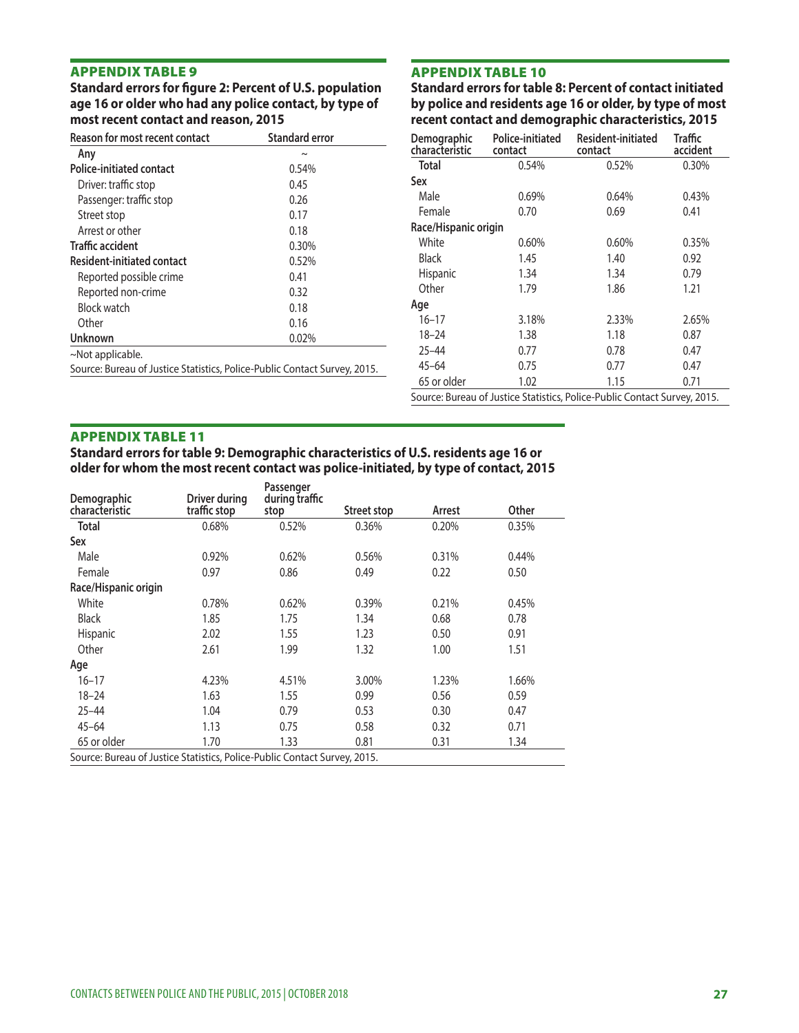## APPENDIX TABLE 9

**Standard errors for figure 2: Percent of U.S. population age 16 or older who had any police contact, by type of most recent contact and reason, 2015**

| Reason for most recent contact | Standard error |
|---|---|
| **Any** | ~ |
| **Police-initiated contact** | 0.54% |
| Driver: traffic stop | 0.45 |
| Passenger: traffic stop | 0.26 |
| Street stop | 0.17 |
| Arrest or other | 0.18 |
| **Traffic accident** | 0.30% |
| **Resident-initiated contact** | 0.52% |
| Reported possible crime | 0.41 |
| Reported non-crime | 0.32 |
| Block watch | 0.18 |
| Other | 0.16 |
| **Unknown** | 0.02% |

~Not applicable.
Source: Bureau of Justice Statistics, Police-Public Contact Survey, 2015.

## APPENDIX TABLE 10

**Standard errors for table 8: Percent of contact initiated by police and residents age 16 or older, by type of most recent contact and demographic characteristics, 2015**

| Demographic characteristic | Police-initiated contact | Resident-initiated contact | Traffic accident |
|---|---|---|---|
| **Total** | 0.54% | 0.52% | 0.30% |
| **Sex** | | | |
| Male | 0.69% | 0.64% | 0.43% |
| Female | 0.70 | 0.69 | 0.41 |
| **Race/Hispanic origin** | | | |
| White | 0.60% | 0.60% | 0.35% |
| Black | 1.45 | 1.40 | 0.92 |
| Hispanic | 1.34 | 1.34 | 0.79 |
| Other | 1.79 | 1.86 | 1.21 |
| **Age** | | | |
| 16–17 | 3.18% | 2.33% | 2.65% |
| 18–24 | 1.38 | 1.18 | 0.87 |
| 25–44 | 0.77 | 0.78 | 0.47 |
| 45–64 | 0.75 | 0.77 | 0.47 |
| 65 or older | 1.02 | 1.15 | 0.71 |

Source: Bureau of Justice Statistics, Police-Public Contact Survey, 2015.

## APPENDIX TABLE 11

**Standard errors for table 9: Demographic characteristics of U.S. residents age 16 or older for whom the most recent contact was police-initiated, by type of contact, 2015**

| Demographic characteristic | Driver during traffic stop | Passenger during traffic stop | Street stop | Arrest | Other |
|---|---|---|---|---|---|
| **Total** | 0.68% | 0.52% | 0.36% | 0.20% | 0.35% |
| **Sex** | | | | | |
| Male | 0.92% | 0.62% | 0.56% | 0.31% | 0.44% |
| Female | 0.97 | 0.86 | 0.49 | 0.22 | 0.50 |
| **Race/Hispanic origin** | | | | | |
| White | 0.78% | 0.62% | 0.39% | 0.21% | 0.45% |
| Black | 1.85 | 1.75 | 1.34 | 0.68 | 0.78 |
| Hispanic | 2.02 | 1.55 | 1.23 | 0.50 | 0.91 |
| Other | 2.61 | 1.99 | 1.32 | 1.00 | 1.51 |
| **Age** | | | | | |
| 16–17 | 4.23% | 4.51% | 3.00% | 1.23% | 1.66% |
| 18–24 | 1.63 | 1.55 | 0.99 | 0.56 | 0.59 |
| 25–44 | 1.04 | 0.79 | 0.53 | 0.30 | 0.47 |
| 45–64 | 1.13 | 0.75 | 0.58 | 0.32 | 0.71 |
| 65 or older | 1.70 | 1.33 | 0.81 | 0.31 | 1.34 |

Source: Bureau of Justice Statistics, Police-Public Contact Survey, 2015.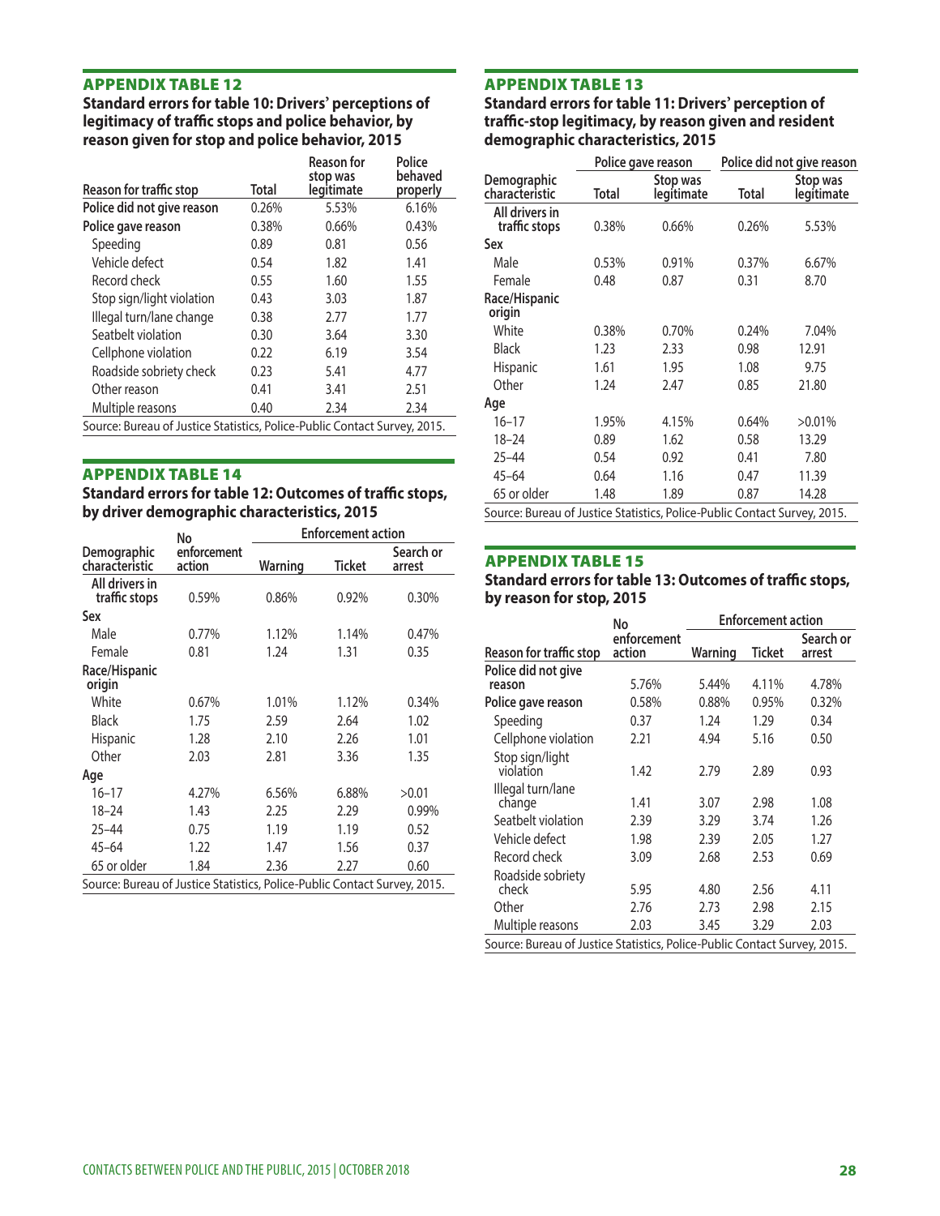## APPENDIX TABLE 12

**Standard errors for table 10: Drivers' perceptions of legitimacy of traffic stops and police behavior, by reason given for stop and police behavior, 2015**

| Reason for traffic stop | Total | Reason for stop was legitimate | Police behaved properly |
|---|---|---|---|
| **Police did not give reason** | 0.26% | 5.53% | 6.16% |
| **Police gave reason** | 0.38% | 0.66% | 0.43% |
| Speeding | 0.89 | 0.81 | 0.56 |
| Vehicle defect | 0.54 | 1.82 | 1.41 |
| Record check | 0.55 | 1.60 | 1.55 |
| Stop sign/light violation | 0.43 | 3.03 | 1.87 |
| Illegal turn/lane change | 0.38 | 2.77 | 1.77 |
| Seatbelt violation | 0.30 | 3.64 | 3.30 |
| Cellphone violation | 0.22 | 6.19 | 3.54 |
| Roadside sobriety check | 0.23 | 5.41 | 4.77 |
| Other reason | 0.41 | 3.41 | 2.51 |
| Multiple reasons | 0.40 | 2.34 | 2.34 |

Source: Bureau of Justice Statistics, Police-Public Contact Survey, 2015.

## APPENDIX TABLE 14

**Standard errors for table 12: Outcomes of traffic stops, by driver demographic characteristics, 2015**

| Demographic characteristic | No enforcement action | Enforcement action | | |
|---|---|---|---|---|
| | | Warning | Ticket | Search or arrest |
| **All drivers in traffic stops** | 0.59% | 0.86% | 0.92% | 0.30% |
| **Sex** | | | | |
| Male | 0.77% | 1.12% | 1.14% | 0.47% |
| Female | 0.81 | 1.24 | 1.31 | 0.35 |
| **Race/Hispanic origin** | | | | |
| White | 0.67% | 1.01% | 1.12% | 0.34% |
| Black | 1.75 | 2.59 | 2.64 | 1.02 |
| Hispanic | 1.28 | 2.10 | 2.26 | 1.01 |
| Other | 2.03 | 2.81 | 3.36 | 1.35 |
| **Age** | | | | |
| 16–17 | 4.27% | 6.56% | 6.88% | >0.01 |
| 18–24 | 1.43 | 2.25 | 2.29 | 0.99% |
| 25–44 | 0.75 | 1.19 | 1.19 | 0.52 |
| 45–64 | 1.22 | 1.47 | 1.56 | 0.37 |
| 65 or older | 1.84 | 2.36 | 2.27 | 0.60 |

Source: Bureau of Justice Statistics, Police-Public Contact Survey, 2015.

## APPENDIX TABLE 13

**Standard errors for table 11: Drivers' perception of traffic-stop legitimacy, by reason given and resident demographic characteristics, 2015**

| Demographic characteristic | Police gave reason | | Police did not give reason | |
|---|---|---|---|---|
| | Total | Stop was legitimate | Total | Stop was legitimate |
| **All drivers in traffic stops** | 0.38% | 0.66% | 0.26% | 5.53% |
| **Sex** | | | | |
| Male | 0.53% | 0.91% | 0.37% | 6.67% |
| Female | 0.48 | 0.87 | 0.31 | 8.70 |
| **Race/Hispanic origin** | | | | |
| White | 0.38% | 0.70% | 0.24% | 7.04% |
| Black | 1.23 | 2.33 | 0.98 | 12.91 |
| Hispanic | 1.61 | 1.95 | 1.08 | 9.75 |
| Other | 1.24 | 2.47 | 0.85 | 21.80 |
| **Age** | | | | |
| 16–17 | 1.95% | 4.15% | 0.64% | >0.01% |
| 18–24 | 0.89 | 1.62 | 0.58 | 13.29 |
| 25–44 | 0.54 | 0.92 | 0.41 | 7.80 |
| 45–64 | 0.64 | 1.16 | 0.47 | 11.39 |
| 65 or older | 1.48 | 1.89 | 0.87 | 14.28 |

Source: Bureau of Justice Statistics, Police-Public Contact Survey, 2015.

## APPENDIX TABLE 15

**Standard errors for table 13: Outcomes of traffic stops, by reason for stop, 2015**

| Reason for traffic stop | No enforcement action | Enforcement action | | |
|---|---|---|---|---|
| | | Warning | Ticket | Search or arrest |
| **Police did not give reason** | 5.76% | 5.44% | 4.11% | 4.78% |
| **Police gave reason** | 0.58% | 0.88% | 0.95% | 0.32% |
| Speeding | 0.37 | 1.24 | 1.29 | 0.34 |
| Cellphone violation | 2.21 | 4.94 | 5.16 | 0.50 |
| Stop sign/light violation | 1.42 | 2.79 | 2.89 | 0.93 |
| Illegal turn/lane change | 1.41 | 3.07 | 2.98 | 1.08 |
| Seatbelt violation | 2.39 | 3.29 | 3.74 | 1.26 |
| Vehicle defect | 1.98 | 2.39 | 2.05 | 1.27 |
| Record check | 3.09 | 2.68 | 2.53 | 0.69 |
| Roadside sobriety check | 5.95 | 4.80 | 2.56 | 4.11 |
| Other | 2.76 | 2.73 | 2.98 | 2.15 |
| Multiple reasons | 2.03 | 3.45 | 3.29 | 2.03 |

Source: Bureau of Justice Statistics, Police-Public Contact Survey, 2015.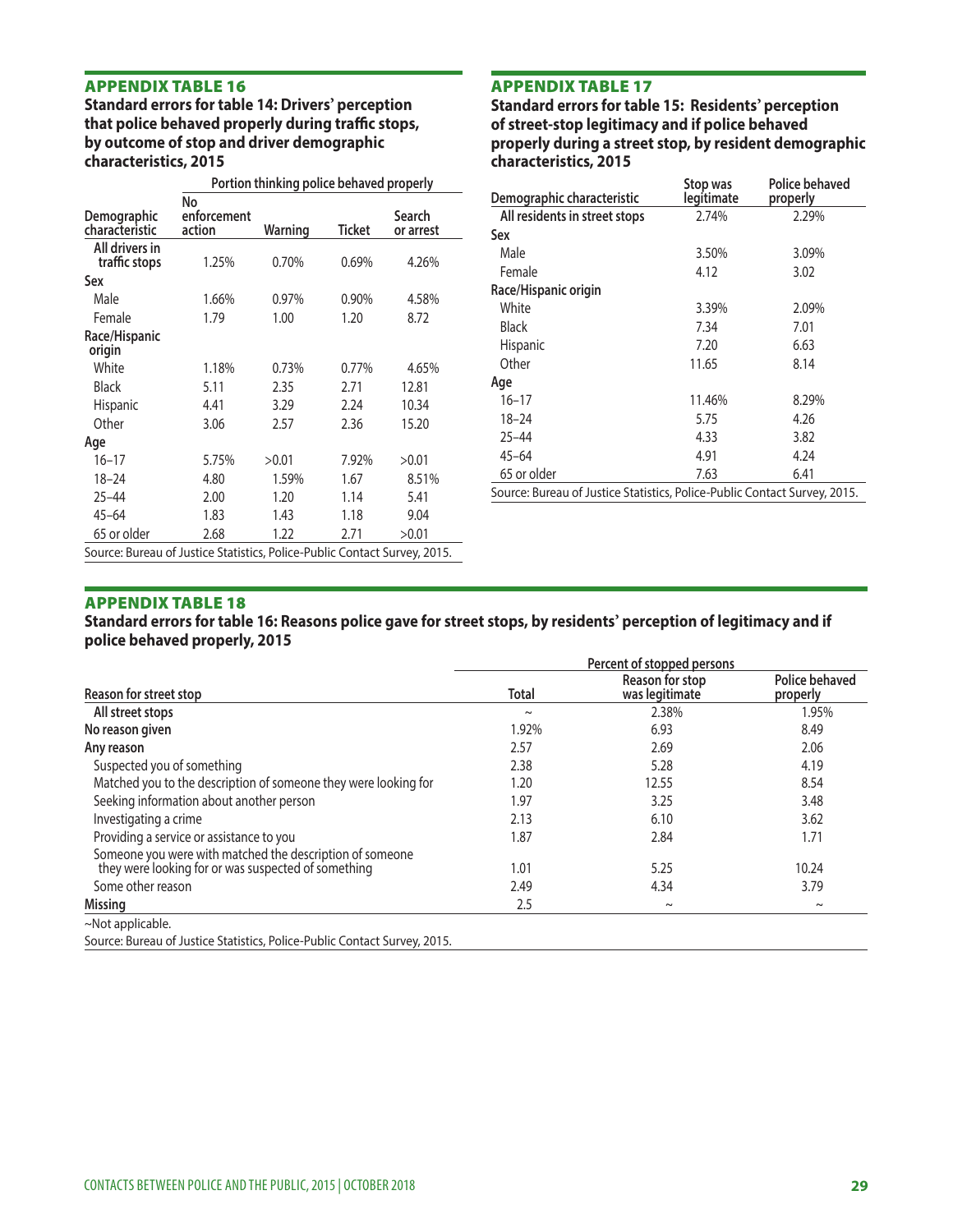## APPENDIX TABLE 16

**Standard errors for table 14: Drivers' perception that police behaved properly during traffic stops, by outcome of stop and driver demographic characteristics, 2015**

| Demographic characteristic | Portion thinking police behaved properly | | | |
|---|---|---|---|---|
| | No enforcement action | Warning | Ticket | Search or arrest |
| All drivers in traffic stops | 1.25% | 0.70% | 0.69% | 4.26% |
| **Sex** | | | | |
| Male | 1.66% | 0.97% | 0.90% | 4.58% |
| Female | 1.79 | 1.00 | 1.20 | 8.72 |
| **Race/Hispanic origin** | | | | |
| White | 1.18% | 0.73% | 0.77% | 4.65% |
| Black | 5.11 | 2.35 | 2.71 | 12.81 |
| Hispanic | 4.41 | 3.29 | 2.24 | 10.34 |
| Other | 3.06 | 2.57 | 2.36 | 15.20 |
| **Age** | | | | |
| 16–17 | 5.75% | >0.01 | 7.92% | >0.01 |
| 18–24 | 4.80 | 1.59% | 1.67 | 8.51% |
| 25–44 | 2.00 | 1.20 | 1.14 | 5.41 |
| 45–64 | 1.83 | 1.43 | 1.18 | 9.04 |
| 65 or older | 2.68 | 1.22 | 2.71 | >0.01 |

Source: Bureau of Justice Statistics, Police-Public Contact Survey, 2015.

## APPENDIX TABLE 17

**Standard errors for table 15: Residents' perception of street-stop legitimacy and if police behaved properly during a street stop, by resident demographic characteristics, 2015**

| Demographic characteristic | Stop was legitimate | Police behaved properly |
|---|---|---|
| All residents in street stops | 2.74% | 2.29% |
| **Sex** | | |
| Male | 3.50% | 3.09% |
| Female | 4.12 | 3.02 |
| **Race/Hispanic origin** | | |
| White | 3.39% | 2.09% |
| Black | 7.34 | 7.01 |
| Hispanic | 7.20 | 6.63 |
| Other | 11.65 | 8.14 |
| **Age** | | |
| 16–17 | 11.46% | 8.29% |
| 18–24 | 5.75 | 4.26 |
| 25–44 | 4.33 | 3.82 |
| 45–64 | 4.91 | 4.24 |
| 65 or older | 7.63 | 6.41 |

Source: Bureau of Justice Statistics, Police-Public Contact Survey, 2015.

## APPENDIX TABLE 18

**Standard errors for table 16: Reasons police gave for street stops, by residents' perception of legitimacy and if police behaved properly, 2015**

| Reason for street stop | Percent of stopped persons | | |
|---|---|---|---|
| | Total | Reason for stop was legitimate | Police behaved properly |
| All street stops | ~ | 2.38% | 1.95% |
| **No reason given** | 1.92% | 6.93 | 8.49 |
| **Any reason** | 2.57 | 2.69 | 2.06 |
| Suspected you of something | 2.38 | 5.28 | 4.19 |
| Matched you to the description of someone they were looking for | 1.20 | 12.55 | 8.54 |
| Seeking information about another person | 1.97 | 3.25 | 3.48 |
| Investigating a crime | 2.13 | 6.10 | 3.62 |
| Providing a service or assistance to you | 1.87 | 2.84 | 1.71 |
| Someone you were with matched the description of someone they were looking for or was suspected of something | 1.01 | 5.25 | 10.24 |
| Some other reason | 2.49 | 4.34 | 3.79 |
| **Missing** | 2.5 | ~ | ~ |

~Not applicable.

Source: Bureau of Justice Statistics, Police-Public Contact Survey, 2015.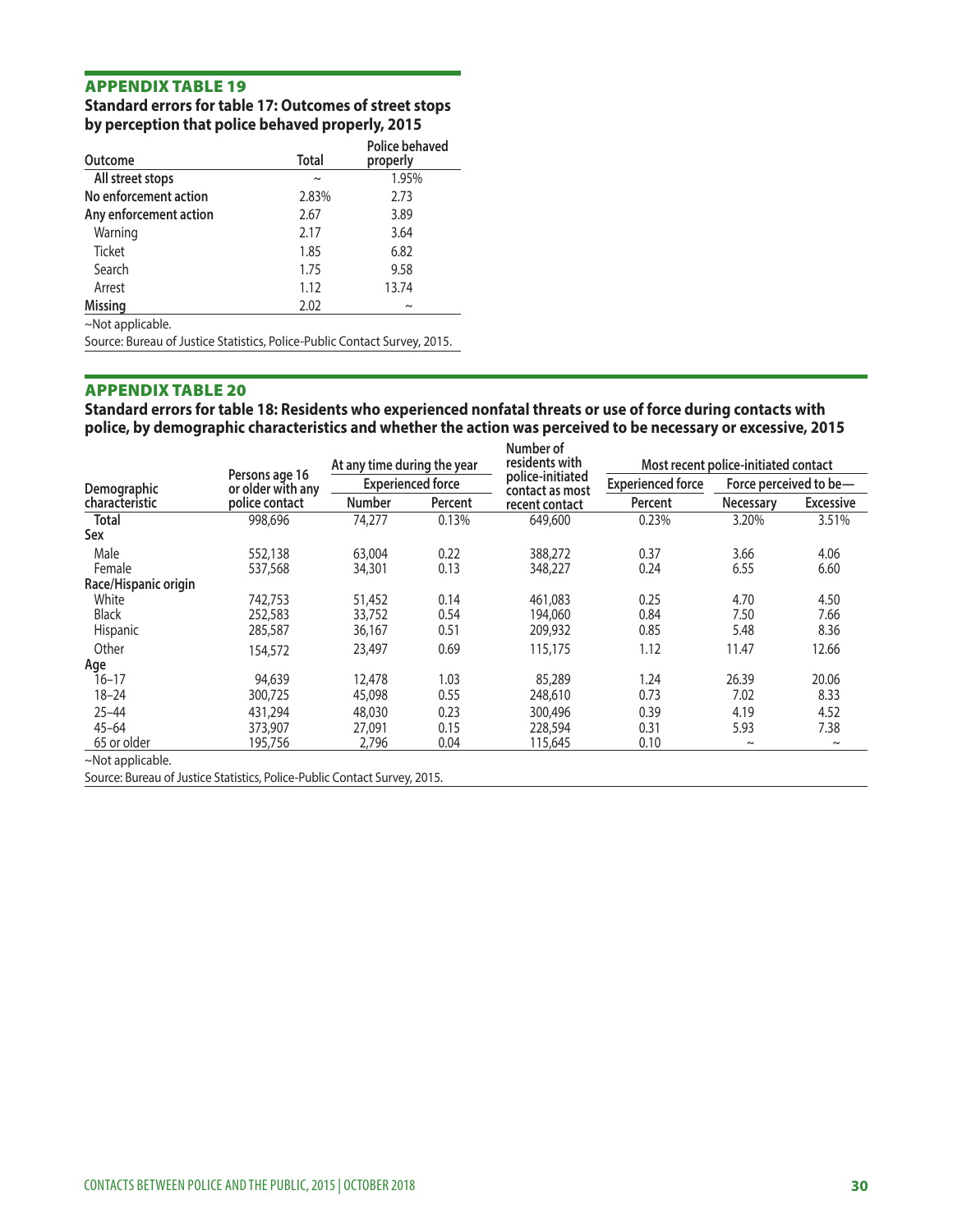## APPENDIX TABLE 19

**Standard errors for table 17: Outcomes of street stops by perception that police behaved properly, 2015**

| Outcome | Total | Police behaved properly |
|---|---|---|
| All street stops | ~ | 1.95% |
| No enforcement action | 2.83% | 2.73 |
| Any enforcement action | 2.67 | 3.89 |
| Warning | 2.17 | 3.64 |
| Ticket | 1.85 | 6.82 |
| Search | 1.75 | 9.58 |
| Arrest | 1.12 | 13.74 |
| Missing | 2.02 | ~ |

~Not applicable.

Source: Bureau of Justice Statistics, Police-Public Contact Survey, 2015.

## APPENDIX TABLE 20

**Standard errors for table 18: Residents who experienced nonfatal threats or use of force during contacts with police, by demographic characteristics and whether the action was perceived to be necessary or excessive, 2015**

| Demographic characteristic | Persons age 16 or older with any police contact | At any time during the year | | Number of residents with police-initiated contact as most recent contact | Most recent police-initiated contact | | |
|---|---|---|---|---|---|---|---|
| | | Experienced force | | | Experienced force | Force perceived to be— | |
| | | Number | Percent | | Percent | Necessary | Excessive |
| **Total** | 998,696 | 74,277 | 0.13% | 649,600 | 0.23% | 3.20% | 3.51% |
| **Sex** | | | | | | | |
| Male | 552,138 | 63,004 | 0.22 | 388,272 | 0.37 | 3.66 | 4.06 |
| Female | 537,568 | 34,301 | 0.13 | 348,227 | 0.24 | 6.55 | 6.60 |
| **Race/Hispanic origin** | | | | | | | |
| White | 742,753 | 51,452 | 0.14 | 461,083 | 0.25 | 4.70 | 4.50 |
| Black | 252,583 | 33,752 | 0.54 | 194,060 | 0.84 | 7.50 | 7.66 |
| Hispanic | 285,587 | 36,167 | 0.51 | 209,932 | 0.85 | 5.48 | 8.36 |
| Other | 154,572 | 23,497 | 0.69 | 115,175 | 1.12 | 11.47 | 12.66 |
| **Age** | | | | | | | |
| 16–17 | 94,639 | 12,478 | 1.03 | 85,289 | 1.24 | 26.39 | 20.06 |
| 18–24 | 300,725 | 45,098 | 0.55 | 248,610 | 0.73 | 7.02 | 8.33 |
| 25–44 | 431,294 | 48,030 | 0.23 | 300,496 | 0.39 | 4.19 | 4.52 |
| 45–64 | 373,907 | 27,091 | 0.15 | 228,594 | 0.31 | 5.93 | 7.38 |
| 65 or older | 195,756 | 2,796 | 0.04 | 115,645 | 0.10 | ~ | ~ |

~Not applicable.

Source: Bureau of Justice Statistics, Police-Public Contact Survey, 2015.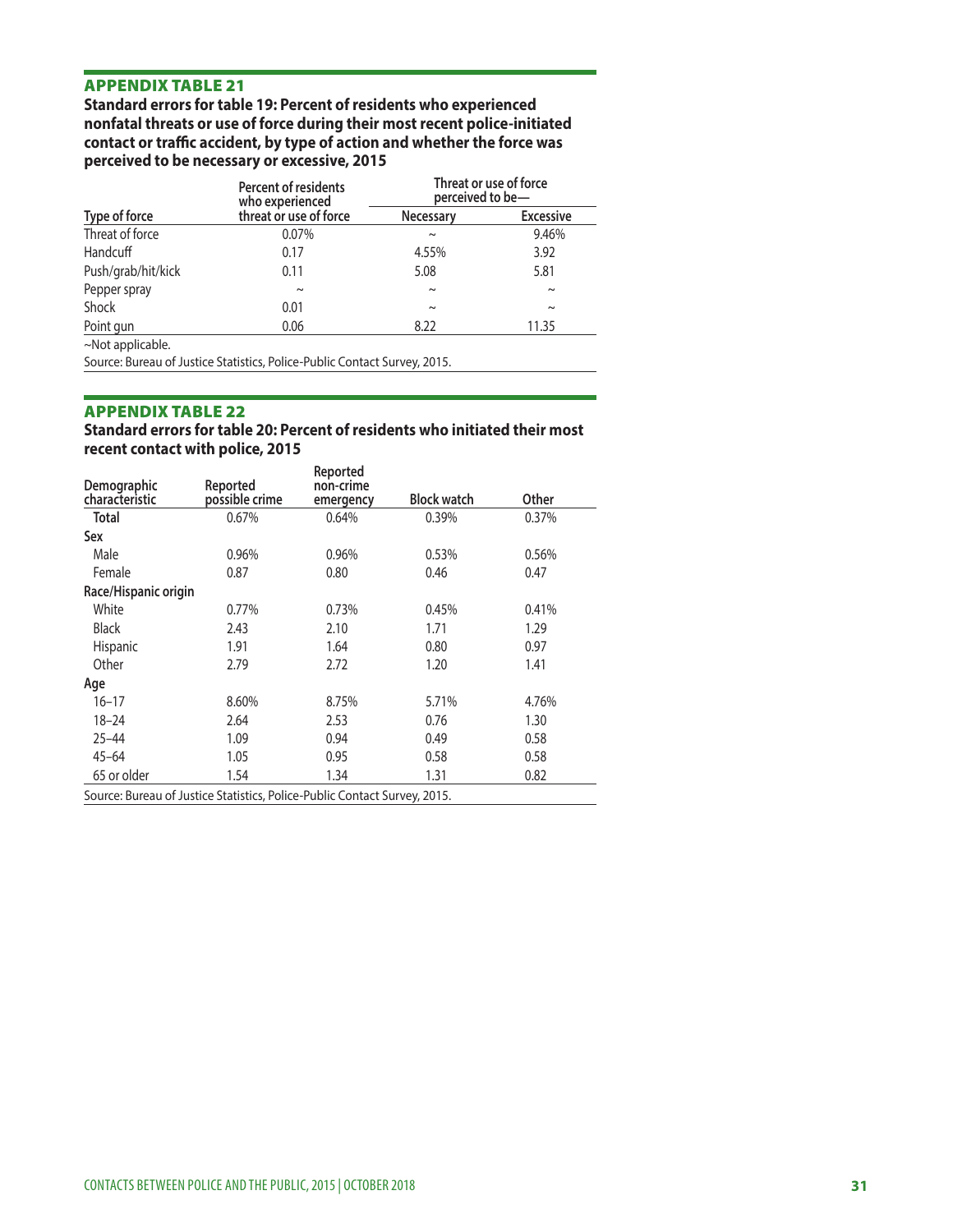## APPENDIX TABLE 21

**Standard errors for table 19: Percent of residents who experienced nonfatal threats or use of force during their most recent police-initiated contact or traffic accident, by type of action and whether the force was perceived to be necessary or excessive, 2015**

| Type of force | Percent of residents who experienced threat or use of force | Threat or use of force perceived to be— Necessary | Excessive |
|---|---|---|---|
| Threat of force | 0.07% | ~ | 9.46% |
| Handcuff | 0.17 | 4.55% | 3.92 |
| Push/grab/hit/kick | 0.11 | 5.08 | 5.81 |
| Pepper spray | ~ | ~ | ~ |
| Shock | 0.01 | ~ | ~ |
| Point gun | 0.06 | 8.22 | 11.35 |

~Not applicable.

Source: Bureau of Justice Statistics, Police-Public Contact Survey, 2015.

## APPENDIX TABLE 22

**Standard errors for table 20: Percent of residents who initiated their most recent contact with police, 2015**

| Demographic characteristic | Reported possible crime | Reported non-crime emergency | Block watch | Other |
|---|---|---|---|---|
| **Total** | 0.67% | 0.64% | 0.39% | 0.37% |
| **Sex** | | | | |
| Male | 0.96% | 0.96% | 0.53% | 0.56% |
| Female | 0.87 | 0.80 | 0.46 | 0.47 |
| **Race/Hispanic origin** | | | | |
| White | 0.77% | 0.73% | 0.45% | 0.41% |
| Black | 2.43 | 2.10 | 1.71 | 1.29 |
| Hispanic | 1.91 | 1.64 | 0.80 | 0.97 |
| Other | 2.79 | 2.72 | 1.20 | 1.41 |
| **Age** | | | | |
| 16–17 | 8.60% | 8.75% | 5.71% | 4.76% |
| 18–24 | 2.64 | 2.53 | 0.76 | 1.30 |
| 25–44 | 1.09 | 0.94 | 0.49 | 0.58 |
| 45–64 | 1.05 | 0.95 | 0.58 | 0.58 |
| 65 or older | 1.54 | 1.34 | 1.31 | 0.82 |

Source: Bureau of Justice Statistics, Police-Public Contact Survey, 2015.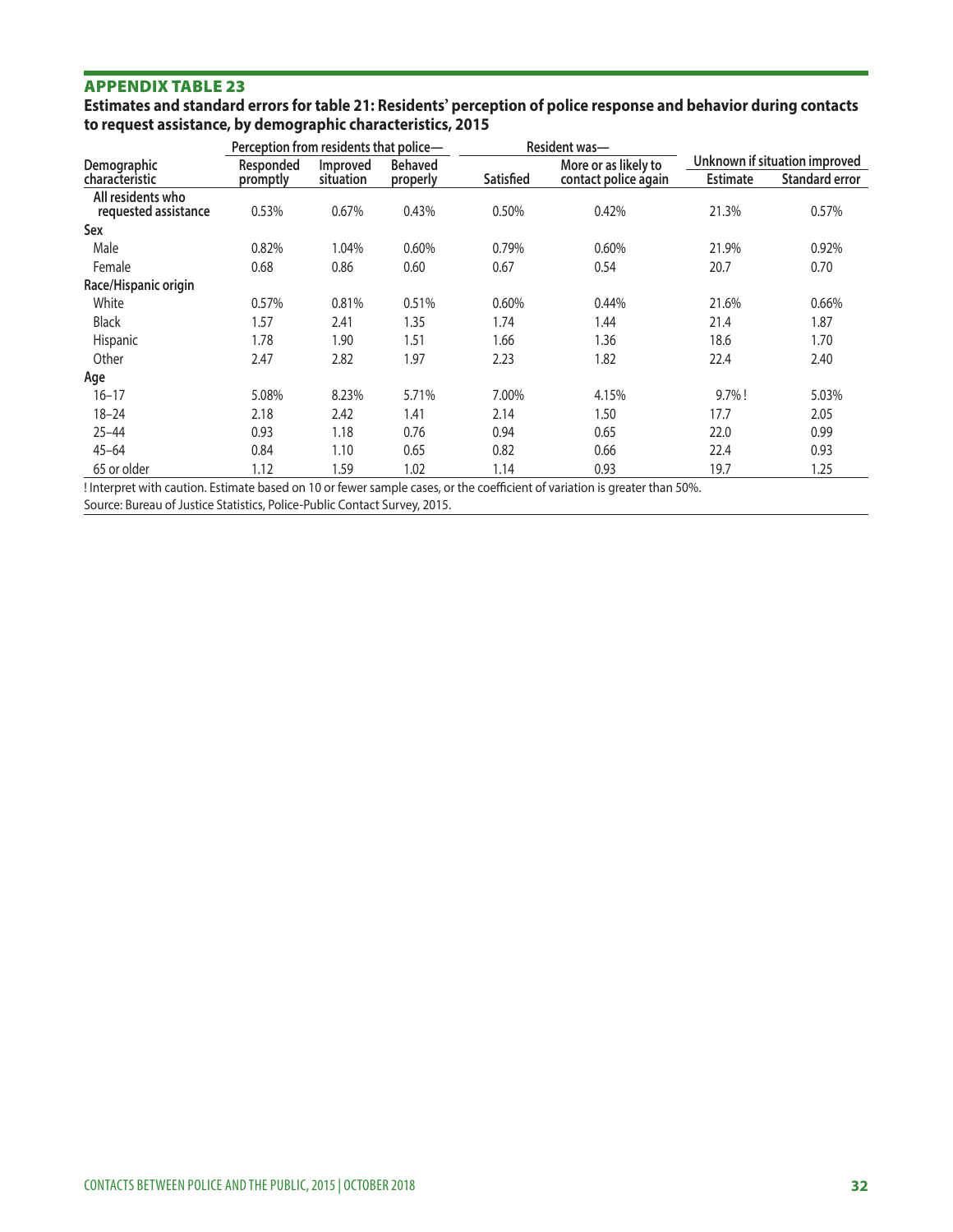## APPENDIX TABLE 23

**Estimates and standard errors for table 21: Residents' perception of police response and behavior during contacts to request assistance, by demographic characteristics, 2015**

| Demographic characteristic | Perception from residents that police— | | | Resident was— | | Unknown if situation improved | |
|---|---|---|---|---|---|---|---|
| | Responded promptly | Improved situation | Behaved properly | Satisfied | More or as likely to contact police again | Estimate | Standard error |
| All residents who requested assistance | 0.53% | 0.67% | 0.43% | 0.50% | 0.42% | 21.3% | 0.57% |
| **Sex** | | | | | | | |
| Male | 0.82% | 1.04% | 0.60% | 0.79% | 0.60% | 21.9% | 0.92% |
| Female | 0.68 | 0.86 | 0.60 | 0.67 | 0.54 | 20.7 | 0.70 |
| **Race/Hispanic origin** | | | | | | | |
| White | 0.57% | 0.81% | 0.51% | 0.60% | 0.44% | 21.6% | 0.66% |
| Black | 1.57 | 2.41 | 1.35 | 1.74 | 1.44 | 21.4 | 1.87 |
| Hispanic | 1.78 | 1.90 | 1.51 | 1.66 | 1.36 | 18.6 | 1.70 |
| Other | 2.47 | 2.82 | 1.97 | 2.23 | 1.82 | 22.4 | 2.40 |
| **Age** | | | | | | | |
| 16–17 | 5.08% | 8.23% | 5.71% | 7.00% | 4.15% | 9.7% ! | 5.03% |
| 18–24 | 2.18 | 2.42 | 1.41 | 2.14 | 1.50 | 17.7 | 2.05 |
| 25–44 | 0.93 | 1.18 | 0.76 | 0.94 | 0.65 | 22.0 | 0.99 |
| 45–64 | 0.84 | 1.10 | 0.65 | 0.82 | 0.66 | 22.4 | 0.93 |
| 65 or older | 1.12 | 1.59 | 1.02 | 1.14 | 0.93 | 19.7 | 1.25 |

! Interpret with caution. Estimate based on 10 or fewer sample cases, or the coefficient of variation is greater than 50%.

Source: Bureau of Justice Statistics, Police-Public Contact Survey, 2015.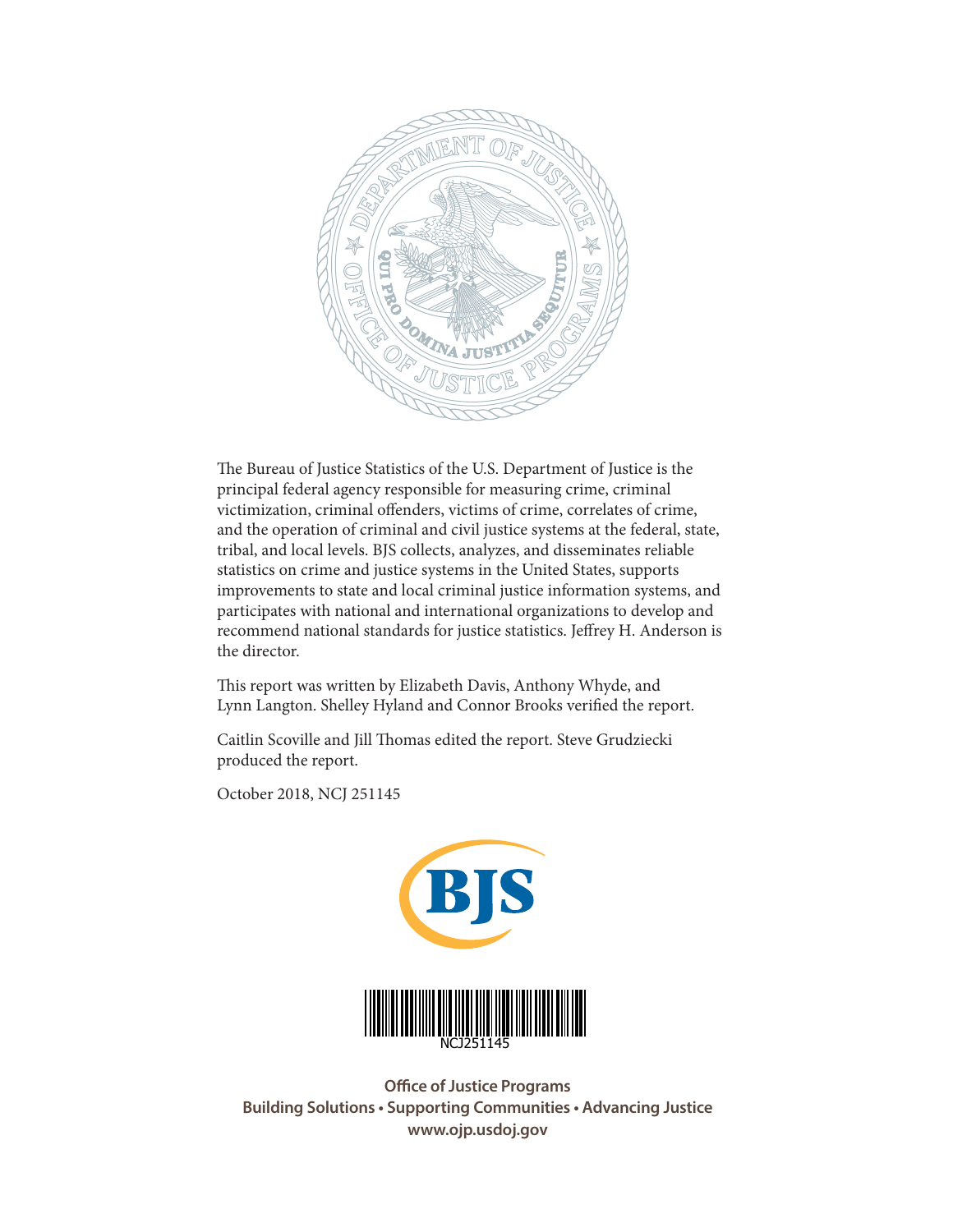The Bureau of Justice Statistics of the U.S. Department of Justice is the principal federal agency responsible for measuring crime, criminal victimization, criminal offenders, victims of crime, correlates of crime, and the operation of criminal and civil justice systems at the federal, state, tribal, and local levels. BJS collects, analyzes, and disseminates reliable statistics on crime and justice systems in the United States, supports improvements to state and local criminal justice information systems, and participates with national and international organizations to develop and recommend national standards for justice statistics. Jeffrey H. Anderson is the director.

This report was written by Elizabeth Davis, Anthony Whyde, and Lynn Langton. Shelley Hyland and Connor Brooks verified the report.

Caitlin Scoville and Jill Thomas edited the report. Steve Grudziecki produced the report.

October 2018, NCJ 251145

NCJ251145

**Office of Justice Programs**
**Building Solutions • Supporting Communities • Advancing Justice**
**www.ojp.usdoj.gov**